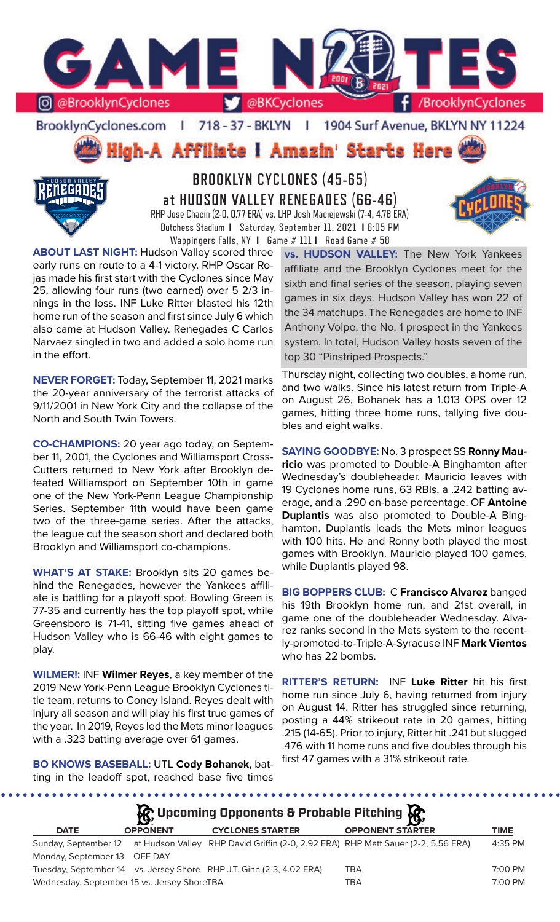# GAME NOTES

@BrooklynCyclones | @BKCyclones | /BrooklynCyclones

BrooklynCyclones.com | 718-37-BKLYN | 1904 Surf Avenue, BKLYN NY 11224

**High-A Affiliate I Amazin' Starts Here**

## BROOKLYN CYCLONES (45-65)
## at HUDSON VALLEY RENEGADES (66-46)

RHP Jose Chacin (2-0, 0.77 ERA) vs. LHP Josh Maciejewski (7-4, 4.78 ERA)
Dutchess Stadium I Saturday, September 11, 2021 I 6:05 PM
Wappingers Falls, NY I Game # 111 I Road Game # 58

**ABOUT LAST NIGHT:** Hudson Valley scored three early runs en route to a 4-1 victory. RHP Oscar Rojas made his first start with the Cyclones since May 25, allowing four runs (two earned) over 5 2/3 innings in the loss. INF Luke Ritter blasted his 12th home run of the season and first since July 6 which also came at Hudson Valley. Renegades C Carlos Narvaez singled in two and added a solo home run in the effort.

**NEVER FORGET:** Today, September 11, 2021 marks the 20-year anniversary of the terrorist attacks of 9/11/2001 in New York City and the collapse of the North and South Twin Towers.

**CO-CHAMPIONS:** 20 year ago today, on September 11, 2001, the Cyclones and Williamsport Cross-Cutters returned to New York after Brooklyn defeated Williamsport on September 10th in game one of the New York-Penn League Championship Series. September 11th would have been game two of the three-game series. After the attacks, the league cut the season short and declared both Brooklyn and Williamsport co-champions.

**WHAT'S AT STAKE:** Brooklyn sits 20 games behind the Renegades, however the Yankees affiliate is battling for a playoff spot. Bowling Green is 77-35 and currently has the top playoff spot, while Greensboro is 71-41, sitting five games ahead of Hudson Valley who is 66-46 with eight games to play.

**WILMER!:** INF **Wilmer Reyes**, a key member of the 2019 New York-Penn League Brooklyn Cyclones title team, returns to Coney Island. Reyes dealt with injury all season and will play his first true games of the year. In 2019, Reyes led the Mets minor leagues with a .323 batting average over 61 games.

**BO KNOWS BASEBALL:** UTL **Cody Bohanek**, batting in the leadoff spot, reached base five times Thursday night, collecting two doubles, a home run, and two walks. Since his latest return from Triple-A on August 26, Bohanek has a 1.013 OPS over 12 games, hitting three home runs, tallying five doubles and eight walks.

**vs. HUDSON VALLEY:** The New York Yankees affiliate and the Brooklyn Cyclones meet for the sixth and final series of the season, playing seven games in six days. Hudson Valley has won 22 of the 34 matchups. The Renegades are home to INF Anthony Volpe, the No. 1 prospect in the Yankees system. In total, Hudson Valley hosts seven of the top 30 "Pinstriped Prospects."

**SAYING GOODBYE:** No. 3 prospect SS **Ronny Mauricio** was promoted to Double-A Binghamton after Wednesday's doubleheader. Mauricio leaves with 19 Cyclones home runs, 63 RBIs, a .242 batting average, and a .290 on-base percentage. OF **Antoine Duplantis** was also promoted to Double-A Binghamton. Duplantis leads the Mets minor leagues with 100 hits. He and Ronny both played the most games with Brooklyn. Mauricio played 100 games, while Duplantis played 98.

**BIG BOPPERS CLUB:** C **Francisco Alvarez** banged his 19th Brooklyn home run, and 21st overall, in game one of the doubleheader Wednesday. Alvarez ranks second in the Mets system to the recently-promoted-to-Triple-A-Syracuse INF **Mark Vientos** who has 22 bombs.

**RITTER'S RETURN:** INF **Luke Ritter** hit his first home run since July 6, having returned from injury on August 14. Ritter has struggled since returning, posting a 44% strikeout rate in 20 games, hitting .215 (14-65). Prior to injury, Ritter hit .241 but slugged .476 with 11 home runs and five doubles through his first 47 games with a 31% strikeout rate.

### Upcoming Opponents & Probable Pitching

| DATE | OPPONENT | CYCLONES STARTER | OPPONENT STARTER | TIME |
|---|---|---|---|---|
| Sunday, September 12 | at Hudson Valley | RHP David Griffin (2-0, 2.92 ERA) | RHP Matt Sauer (2-2, 5.56 ERA) | 4:35 PM |
| Monday, September 13 | OFF DAY | | | |
| Tuesday, September 14 | vs. Jersey Shore | RHP J.T. Ginn (2-3, 4.02 ERA) | TBA | 7:00 PM |
| Wednesday, September 15 | vs. Jersey Shore | TBA | TBA | 7:00 PM |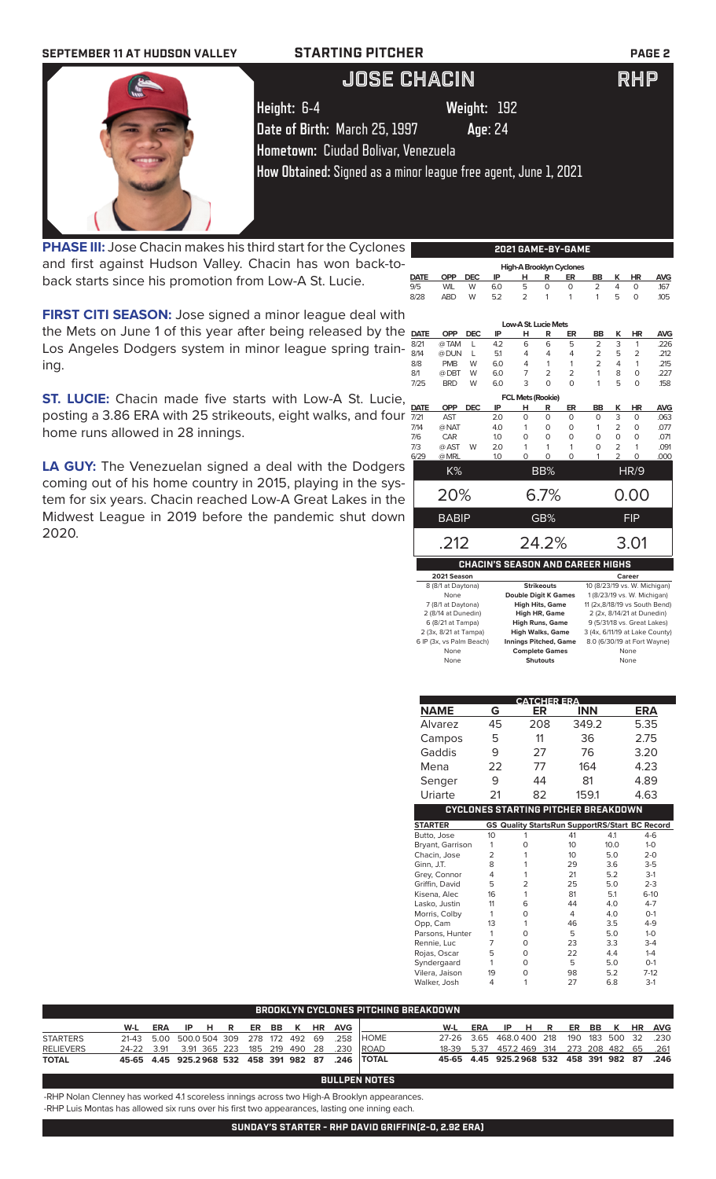# JOSE CHACIN — RHP

**Height:** 6-4 **Weight:** 192

**Date of Birth:** March 25, 1997 **Age:** 24

**Hometown:** Ciudad Bolivar, Venezuela

**How Obtained:** Signed as a minor league free agent, June 1, 2021

**PHASE III:** Jose Chacin makes his third start for the Cyclones and first against Hudson Valley. Chacin has won back-to-back starts since his promotion from Low-A St. Lucie.

**FIRST CITI SEASON:** Jose signed a minor league deal with the Mets on June 1 of this year after being released by the Los Angeles Dodgers system in minor league spring training.

**ST. LUCIE:** Chacin made five starts with Low-A St. Lucie, posting a 3.86 ERA with 25 strikeouts, eight walks, and four home runs allowed in 28 innings.

**LA GUY:** The Venezuelan signed a deal with the Dodgers coming out of his home country in 2015, playing in the system for six years. Chacin reached Low-A Great Lakes in the Midwest League in 2019 before the pandemic shut down 2020.

## 2021 GAME-BY-GAME

**High-A Brooklyn Cyclones**

| DATE | OPP | DEC | IP | H | R | ER | BB | K | HR | AVG |
|---|---|---|---|---|---|---|---|---|---|---|
| 9/5 | WIL | W | 6.0 | 5 | 0 | 0 | 2 | 4 | 0 | .167 |
| 8/28 | ABD | W | 5.2 | 2 | 1 | 1 | 1 | 5 | 0 | .105 |

**Low-A St. Lucie Mets**

| DATE | OPP | DEC | IP | H | R | ER | BB | K | HR | AVG |
|---|---|---|---|---|---|---|---|---|---|---|
| 8/21 | @TAM | L | 4.2 | 6 | 6 | 5 | 2 | 3 | 1 | .226 |
| 8/14 | @DUN | L | 5.1 | 4 | 4 | 4 | 2 | 5 | 2 | .212 |
| 8/8 | PMB | W | 6.0 | 4 | 1 | 1 | 2 | 4 | 1 | .215 |
| 8/1 | @DBT | W | 6.0 | 7 | 2 | 2 | 1 | 8 | 0 | .227 |
| 7/25 | BRD | W | 6.0 | 3 | 0 | 0 | 1 | 5 | 0 | .158 |

**FCL Mets (Rookie)**

| DATE | OPP | DEC | IP | H | R | ER | BB | K | HR | AVG |
|---|---|---|---|---|---|---|---|---|---|---|
| 7/21 | AST | | 2.0 | 0 | 0 | 0 | 0 | 3 | 0 | .063 |
| 7/14 | @NAT | | 4.0 | 1 | 0 | 0 | 1 | 2 | 0 | .077 |
| 7/6 | CAR | | 1.0 | 0 | 0 | 0 | 0 | 0 | 0 | .071 |
| 7/3 | @AST | W | 2.0 | 1 | 1 | 1 | 0 | 2 | 1 | .091 |
| 6/29 | @MRL | | 1.0 | 0 | 0 | 0 | 1 | 2 | 0 | .000 |

| K% | BB% | HR/9 |
|---|---|---|
| 20% | 6.7% | 0.00 |

| BABIP | GB% | FIP |
|---|---|---|
| .212 | 24.2% | 3.01 |

## CHACIN'S SEASON AND CAREER HIGHS

| 2021 Season | | Career |
|---|---|---|
| 8 (8/1 at Daytona) | Strikeouts | 10 (8/23/19 vs. W. Michigan) |
| None | Double Digit K Games | 1 (8/23/19 vs. W. Michigan) |
| 7 (8/1 at Daytona) | High Hits, Game | 11 (2x,8/18/19 vs South Bend) |
| 2 (8/14 at Dunedin) | High HR, Game | 2 (2x, 8/14/21 at Dunedin) |
| 6 (8/21 at Tampa) | High Runs, Game | 9 (5/31/18 vs. Great Lakes) |
| 2 (3x, 8/21 at Tampa) | High Walks, Game | 3 (4x, 6/11/19 at Lake County) |
| 6 IP (3x, vs Palm Beach) | Innings Pitched, Game | 8.0 (6/30/19 at Fort Wayne) |
| None | Complete Games | None |
| None | Shutouts | None |

## CATCHER ERA

| NAME | G | ER | INN | ERA |
|---|---|---|---|---|
| Alvarez | 45 | 208 | 349.2 | 5.35 |
| Campos | 5 | 11 | 36 | 2.75 |
| Gaddis | 9 | 27 | 76 | 3.20 |
| Mena | 22 | 77 | 164 | 4.23 |
| Senger | 9 | 44 | 81 | 4.89 |
| Uriarte | 21 | 82 | 159.1 | 4.63 |

## CYCLONES STARTING PITCHER BREAKDOWN

| STARTER | GS | Quality Starts | Run Support | RS/Start | BC Record |
|---|---|---|---|---|---|
| Butto, Jose | 10 | 1 | 41 | 4.1 | 4-6 |
| Bryant, Garrison | 1 | 0 | 10 | 10.0 | 1-0 |
| Chacin, Jose | 2 | 1 | 10 | 5.0 | 2-0 |
| Ginn, J.T. | 8 | 1 | 29 | 3.6 | 3-5 |
| Grey, Connor | 4 | 1 | 21 | 5.2 | 3-1 |
| Griffin, David | 5 | 2 | 25 | 5.0 | 2-3 |
| Kisena, Alec | 16 | 1 | 81 | 5.1 | 6-10 |
| Lasko, Justin | 11 | 6 | 44 | 4.0 | 4-7 |
| Morris, Colby | 1 | 0 | 4 | 4.0 | 0-1 |
| Opp, Cam | 13 | 1 | 46 | 3.5 | 4-9 |
| Parsons, Hunter | 1 | 0 | 5 | 5.0 | 1-0 |
| Rennie, Luc | 7 | 0 | 23 | 3.3 | 3-4 |
| Rojas, Oscar | 5 | 0 | 22 | 4.4 | 1-4 |
| Syndergaard | 1 | 0 | 5 | 5.0 | 0-1 |
| Vilera, Jaison | 19 | 0 | 98 | 5.2 | 7-12 |
| Walker, Josh | 4 | 1 | 27 | 6.8 | 3-1 |

## BROOKLYN CYCLONES PITCHING BREAKDOWN

| | W-L | ERA | IP | H | R | ER | BB | K | HR | AVG |
|---|---|---|---|---|---|---|---|---|---|---|
| STARTERS | 21-43 | 5.00 | 500.0 | 504 | 309 | 278 | 172 | 492 | 69 | .258 |
| RELIEVERS | 24-22 | 3.91 | 3.91 | 365 | 223 | 185 | 219 | 490 | 28 | .230 |
| TOTAL | 45-65 | 4.45 | 925.2 | 968 | 532 | 458 | 391 | 982 | 87 | .246 |

| | W-L | ERA | IP | H | R | ER | BB | K | HR | AVG |
|---|---|---|---|---|---|---|---|---|---|---|
| HOME | 27-26 | 3.65 | 468.0 | 400 | 218 | 190 | 183 | 500 | 32 | .230 |
| ROAD | 18-39 | 5.37 | 457.2 | 469 | 314 | 273 | 208 | 482 | 65 | .261 |
| TOTAL | 45-65 | 4.45 | 925.2 | 968 | 532 | 458 | 391 | 982 | 87 | .246 |

## BULLPEN NOTES

-RHP Nolan Clenney has worked 4.1 scoreless innings across two High-A Brooklyn appearances.

-RHP Luis Montas has allowed six runs over his first two appearances, lasting one inning each.

**SUNDAY'S STARTER - RHP DAVID GRIFFIN (2-0, 2.92 ERA)**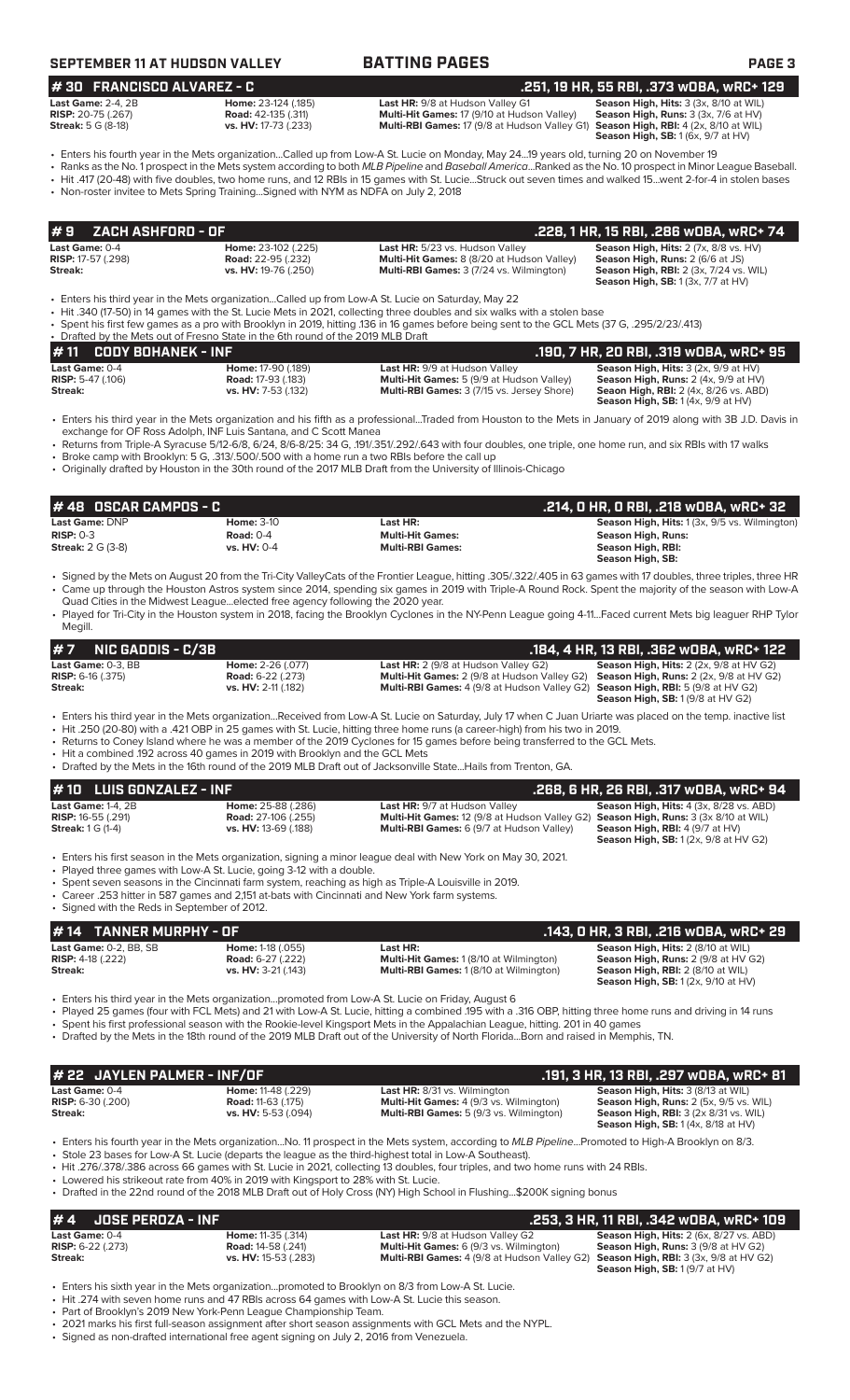## SEPTEMBER 11 AT HUDSON VALLEY — BATTING PAGES

### # 30 FRANCISCO ALVAREZ - C — .251, 19 HR, 55 RBI, .373 wOBA, wRC+ 129

| | | | |
|---|---|---|---|
| **Last Game:** 2-4, 2B | **Home:** 23-124 (.185) | **Last HR:** 9/8 at Hudson Valley G1 | **Season High, Hits:** 3 (3x, 8/10 at WIL) |
| **RISP:** 20-75 (.267) | **Road:** 42-135 (.311) | **Multi-Hit Games:** 17 (9/10 at Hudson Valley) | **Season High, Runs:** 3 (3x, 7/6 at HV) |
| **Streak:** 5 G (8-18) | **vs. HV:** 17-73 (.233) | **Multi-RBI Games:** 17 (9/8 at Hudson Valley G1) | **Season High, RBI:** 4 (2x, 8/10 at WIL) |
| | | | **Season High, SB:** 1 (6x, 9/7 at HV) |

- Enters his fourth year in the Mets organization...Called up from Low-A St. Lucie on Monday, May 24...19 years old, turning 20 on November 19
- Ranks as the No. 1 prospect in the Mets system according to both *MLB Pipeline* and *Baseball America*...Ranked as the No. 10 prospect in Minor League Baseball.
- Hit .417 (20-48) with five doubles, two home runs, and 12 RBIs in 15 games with St. Lucie...Struck out seven times and walked 15...went 2-for-4 in stolen bases
- Non-roster invitee to Mets Spring Training...Signed with NYM as NDFA on July 2, 2018

### # 9 ZACH ASHFORD - OF — .228, 1 HR, 15 RBI, .286 wOBA, wRC+ 74

| | | | |
|---|---|---|---|
| **Last Game:** 0-4 | **Home:** 23-102 (.225) | **Last HR:** 5/23 vs. Hudson Valley | **Season High, Hits:** 2 (7x, 8/8 vs. HV) |
| **RISP:** 17-57 (.298) | **Road:** 22-95 (.232) | **Multi-Hit Games:** 8 (8/20 at Hudson Valley) | **Season High, Runs:** 2 (6/6 at JS) |
| **Streak:** | **vs. HV:** 19-76 (.250) | **Multi-RBI Games:** 3 (7/24 vs. Wilmington) | **Season High, RBI:** 2 (3x, 7/24 vs. WIL) |
| | | | **Season High, SB:** 1 (3x, 7/7 at HV) |

- Enters his third year in the Mets organization...Called up from Low-A St. Lucie on Saturday, May 22
- Hit .340 (17-50) in 14 games with the St. Lucie Mets in 2021, collecting three doubles and six walks with a stolen base
- Spent his first few games as a pro with Brooklyn in 2019, hitting .136 in 16 games before being sent to the GCL Mets (37 G, .295/2/23/.413)
- Drafted by the Mets out of Fresno State in the 6th round of the 2019 MLB Draft

### # 11 CODY BOHANEK - INF — .190, 7 HR, 20 RBI, .319 wOBA, wRC+ 95

| | | | |
|---|---|---|---|
| **Last Game:** 0-4 | **Home:** 17-90 (.189) | **Last HR:** 9/9 at Hudson Valley | **Season High, Hits:** 3 (2x, 9/9 at HV) |
| **RISP:** 5-47 (.106) | **Road:** 17-93 (.183) | **Multi-Hit Games:** 5 (9/9 at Hudson Valley) | **Season High, Runs:** 2 (4x, 9/9 at HV) |
| **Streak:** | **vs. HV:** 7-53 (.132) | **Multi-RBI Games:** 3 (7/15 vs. Jersey Shore) | **Season High, RBI:** 2 (4x, 8/26 vs. ABD) |
| | | | **Season High, SB:** 1 (4x, 9/9 at HV) |

- Enters his third year in the Mets organization and his fifth as a professional...Traded from Houston to the Mets in January of 2019 along with 3B J.D. Davis in exchange for OF Ross Adolph, INF Luis Santana, and C Scott Manea
- Returns from Triple-A Syracuse 5/12-6/8, 6/24, 8/6-8/25: 34 G, .191/.351/.292/.643 with four doubles, one triple, one home run, and six RBIs with 17 walks
- Broke camp with Brooklyn: 5 G, .313/.500/.500 with a home run a two RBIs before the call up
- Originally drafted by Houston in the 30th round of the 2017 MLB Draft from the University of Illinois-Chicago

### # 48 OSCAR CAMPOS - C — .214, 0 HR, 0 RBI, .218 wOBA, wRC+ 32

| | | | |
|---|---|---|---|
| **Last Game:** DNP | **Home:** 3-10 | **Last HR:** | **Season High, Hits:** 1 (3x, 9/5 vs. Wilmington) |
| **RISP:** 0-3 | **Road:** 0-4 | **Multi-Hit Games:** | **Season High, Runs:** |
| **Streak:** 2 G (3-8) | **vs. HV:** 0-4 | **Multi-RBI Games:** | **Season High, RBI:** |
| | | | **Season High, SB:** |

- Signed by the Mets on August 20 from the Tri-City ValleyCats of the Frontier League, hitting .305/.322/.405 in 63 games with 17 doubles, three triples, three HR
- Came up through the Houston Astros system since 2014, spending six games in 2019 with Triple-A Round Rock. Spent the majority of the season with Low-A Quad Cities in the Midwest League...elected free agency following the 2020 year.
- Played for Tri-City in the Houston system in 2018, facing the Brooklyn Cyclones in the NY-Penn League going 4-11...Faced current Mets big leaguer RHP Tylor Megill.

### # 7 NIC GADDIS - C/3B — .184, 4 HR, 13 RBI, .362 wOBA, wRC+ 122

| | | | |
|---|---|---|---|
| **Last Game:** 0-3, BB | **Home:** 2-26 (.077) | **Last HR:** 2 (9/8 at Hudson Valley G2) | **Season High, Hits:** 2 (2x, 9/8 at HV G2) |
| **RISP:** 6-16 (.375) | **Road:** 6-22 (.273) | **Multi-Hit Games:** 2 (9/8 at Hudson Valley G2) | **Season High, Runs:** 2 (2x, 9/8 at HV G2) |
| **Streak:** | **vs. HV:** 2-11 (.182) | **Multi-RBI Games:** 4 (9/8 at Hudson Valley G2) | **Season High, RBI:** 5 (9/8 at HV G2) |
| | | | **Season High, SB:** 1 (9/8 at HV G2) |

- Enters his third year in the Mets organization...Received from Low-A St. Lucie on Saturday, July 17 when C Juan Uriarte was placed on the temp. inactive list
- Hit .250 (20-80) with a .421 OBP in 25 games with St. Lucie, hitting three home runs (a career-high) from his two in 2019.
- Returns to Coney Island where he was a member of the 2019 Cyclones for 15 games before being transferred to the GCL Mets.
- Hit a combined .192 across 40 games in 2019 with Brooklyn and the GCL Mets
- Drafted by the Mets in the 16th round of the 2019 MLB Draft out of Jacksonville State...Hails from Trenton, GA.

### # 10 LUIS GONZALEZ - INF — .268, 6 HR, 26 RBI, .317 wOBA, wRC+ 94

| | | | |
|---|---|---|---|
| **Last Game:** 1-4, 2B | **Home:** 25-88 (.286) | **Last HR:** 9/7 at Hudson Valley | **Season High, Hits:** 4 (3x, 8/28 vs. ABD) |
| **RISP:** 16-55 (.291) | **Road:** 27-106 (.255) | **Multi-Hit Games:** 12 (9/8 at Hudson Valley G2) | **Season High, Runs:** 3 (3x 8/10 at WIL) |
| **Streak:** 1 G (1-4) | **vs. HV:** 13-69 (.188) | **Multi-RBI Games:** 6 (9/7 at Hudson Valley) | **Season High, RBI:** 4 (9/7 at HV) |
| | | | **Season High, SB:** 1 (2x, 9/8 at HV G2) |

- Enters his first season in the Mets organization, signing a minor league deal with New York on May 30, 2021.
- Played three games with Low-A St. Lucie, going 3-12 with a double.
- Spent seven seasons in the Cincinnati farm system, reaching as high as Triple-A Louisville in 2019.
- Career .253 hitter in 587 games and 2,151 at-bats with Cincinnati and New York farm systems.
- Signed with the Reds in September of 2012.

### # 14 TANNER MURPHY - OF — .143, 0 HR, 3 RBI, .216 wOBA, wRC+ 29

| | | | |
|---|---|---|---|
| **Last Game:** 0-2, BB, SB | **Home:** 1-18 (.055) | **Last HR:** | **Season High, Hits:** 2 (8/10 at WIL) |
| **RISP:** 4-18 (.222) | **Road:** 6-27 (.222) | **Multi-Hit Games:** 1 (8/10 at Wilmington) | **Season High, Runs:** 2 (9/8 at HV G2) |
| **Streak:** | **vs. HV:** 3-21 (.143) | **Multi-RBI Games:** 1 (8/10 at Wilmington) | **Season High, RBI:** 2 (8/10 at WIL) |
| | | | **Season High, SB:** 1 (2x, 9/10 at HV) |

- Enters his third year in the Mets organization...promoted from Low-A St. Lucie on Friday, August 6
- Played 25 games (four with FCL Mets) and 21 with Low-A St. Lucie, hitting a combined .195 with a .316 OBP, hitting three home runs and driving in 14 runs
- Spent his first professional season with the Rookie-level Kingsport Mets in the Appalachian League, hitting .201 in 40 games
- Drafted by the Mets in the 18th round of the 2019 MLB Draft out of the University of North Florida...Born and raised in Memphis, TN.

### # 22 JAYLEN PALMER - INF/OF — .191, 3 HR, 13 RBI, .297 wOBA, wRC+ 81

| | | | |
|---|---|---|---|
| **Last Game:** 0-4 | **Home:** 11-48 (.229) | **Last HR:** 8/31 vs. Wilmington | **Season High, Hits:** 3 (8/13 at WIL) |
| **RISP:** 6-30 (.200) | **Road:** 11-63 (.175) | **Multi-Hit Games:** 4 (9/3 vs. Wilmington) | **Season High, Runs:** 2 (5x, 9/5 vs. WIL) |
| **Streak:** | **vs. HV:** 5-53 (.094) | **Multi-RBI Games:** 5 (9/3 vs. Wilmington) | **Season High, RBI:** 3 (2x 8/31 vs. WIL) |
| | | | **Season High, SB:** 1 (4x, 8/18 at HV) |

- Enters his fourth year in the Mets organization...No. 11 prospect in the Mets system, according to *MLB Pipeline*...Promoted to High-A Brooklyn on 8/3.
- Stole 23 bases for Low-A St. Lucie (departs the league as the third-highest total in Low-A Southeast).
- Hit .276/.378/.386 across 66 games with St. Lucie in 2021, collecting 13 doubles, four triples, and two home runs with 24 RBIs.
- Lowered his strikeout rate from 40% in 2019 with Kingsport to 28% with St. Lucie.
- Drafted in the 22nd round of the 2018 MLB Draft out of Holy Cross (NY) High School in Flushing...$200K signing bonus

### # 4 JOSE PEROZA - INF — .253, 3 HR, 11 RBI, .342 wOBA, wRC+ 109

| | | | |
|---|---|---|---|
| **Last Game:** 0-4 | **Home:** 11-35 (.314) | **Last HR:** 9/8 at Hudson Valley G2 | **Season High, Hits:** 2 (6x, 8/27 vs. ABD) |
| **RISP:** 6-22 (.273) | **Road:** 14-58 (.241) | **Multi-Hit Games:** 6 (9/3 vs. Wilmington) | **Season High, Runs:** 3 (9/8 at HV G2) |
| **Streak:** | **vs. HV:** 15-53 (.283) | **Multi-RBI Games:** 4 (9/8 at Hudson Valley G2) | **Season High, RBI:** 3 (3x, 9/8 at HV G2) |
| | | | **Season High, SB:** 1 (9/7 at HV) |

- Enters his sixth year in the Mets organization...promoted to Brooklyn on 8/3 from Low-A St. Lucie.
- Hit .274 with seven home runs and 47 RBIs across 64 games with Low-A St. Lucie this season.
- Part of Brooklyn's 2019 New York-Penn League Championship Team.
- 2021 marks his first full-season assignment after short season assignments with GCL Mets and the NYPL.
- Signed as non-drafted international free agent signing on July 2, 2016 from Venezuela.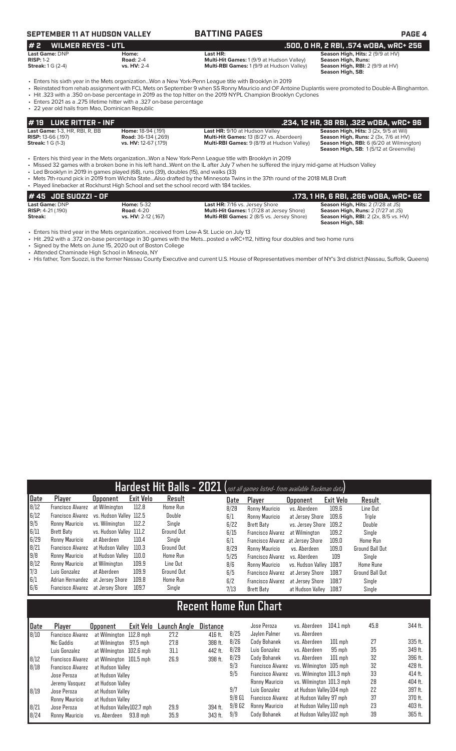**SEPTEMBER 11 AT HUDSON VALLEY — BATTING PAGES**

## # 2 WILMER REYES - UTL — .500, 0 HR, 2 RBI, .574 wOBA, wRC+ 256

**Last Game:** DNP
**RISP:** 1-2
**Streak:** 1 G (2-4)

**Home:**
**Road:** 2-4
**vs. HV:** 2-4

**Last HR:**
**Multi-Hit Games:** 1 (9/9 at Hudson Valley)
**Multi-RBI Games:** 1 (9/9 at Hudson Valley)

**Season High, Hits:** 2 (9/9 at HV)
**Season High, Runs:**
**Season High, RBI:** 2 (9/9 at HV)
**Season High, SB:**

- Enters his sixth year in the Mets organization...Won a New York-Penn League title with Brooklyn in 2019
- Reinstated from rehab assignment with FCL Mets on September 9 when SS Ronny Mauricio and OF Antoine Duplantis were promoted to Double-A Binghamton.
- Hit .323 with a .350 on-base percentage in 2019 as the top hitter on the 2019 NYPL Champion Brooklyn Cyclones
- Enters 2021 as a .275 lifetime hitter with a .327 on-base percentage
- 22 year old hails from Mao, Dominican Republic

## # 19 LUKE RITTER - INF — .234, 12 HR, 38 RBI, .322 wOBA, wRC+ 96

**Last Game:** 1-3, HR, RBI, R, BB
**RISP:** 13-66 (.197)
**Streak:** 1 G (1-3)

**Home:** 18-94 (.191)
**Road:** 36-134 (.269)
**vs. HV:** 12-67 (.179)

**Last HR:** 9/10 at Hudson Valley
**Multi-Hit Games:** 13 (8/27 vs. Aberdeen)
**Multi-RBI Games:** 9 (8/19 at Hudson Valley)

**Season High, Hits:** 3 (2x, 9/5 at Wil)
**Season High, Runs:** 2 (3x, 7/6 at HV)
**Season High, RBI:** 6 (6/20 at Wilmington)
**Season High, SB:** 1 (5/12 at Greenville)

- Enters his third year in the Mets organization...Won a New York-Penn League title with Brooklyn in 2019
- Missed 32 games with a broken bone in his left hand...Went on the IL after July 7 when he suffered the injury mid-game at Hudson Valley
- Led Brooklyn in 2019 in games played (68), runs (39), doubles (15), and walks (33)
- Mets 7th-round pick in 2019 from Wichita State...Also drafted by the Minnesota Twins in the 37th round of the 2018 MLB Draft
- Played linebacker at Rockhurst High School and set the school record with 184 tackles.

## # 45 JOE SUOZZI - OF — .173, 1 HR, 6 RBI, .266 wOBA, wRC+ 62

**Last Game:** DNP
**RISP:** 4-21 (.190)
**Streak:**

**Home:** 5-32
**Road:** 4-20
**vs. HV:** 2-12 (.167)

**Last HR:** 7/16 vs. Jersey Shore
**Multi-Hit Games:** 1 (7/28 at Jersey Shore)
**Multi-RBI Games:** 2 (8/5 vs. Jersey Shore)

**Season High, Hits:** 2 (7/28 at JS)
**Season High, Runs:** 2 (7/27 at JS)
**Season High, RBI:** 2 (2x, 8/5 vs. HV)
**Season High, SB:**

- Enters his third year in the Mets organization...received from Low-A St. Lucie on July 13
- Hit .292 with a .372 on-base percentage in 30 games with the Mets...posted a wRC+112, hitting four doubles and two home runs
- Signed by the Mets on June 15, 2020 out of Boston College
- Attended Chaminade High School in Mineola, NY
- His father, Tom Suozzi, is the former Nassau County Executive and current U.S. House of Representatives member of NY's 3rd district (Nassau, Suffolk, Queens)

## Hardest Hit Balls - 2021 (*not all games listed- from available Trackman data*)

| Date | Player | Opponent | Exit Velo | Result |
|---|---|---|---|---|
| 8/12 | Francisco Alvarez | at Wilmington | 112.8 | Home Run |
| 6/12 | Francisco Alvarez | vs. Hudson Valley | 112.5 | Double |
| 9/5 | Ronny Mauricio | vs. Wilmington | 112.2 | Single |
| 6/11 | Brett Baty | vs. Hudson Valley | 111.2 | Ground Out |
| 6/29 | Ronny Mauricio | at Aberdeen | 110.4 | Single |
| 8/21 | Francisco Alvarez | at Hudson Valley | 110.3 | Ground Out |
| 9/8 | Ronny Mauricio | at Hudson Valley | 110.0 | Home Run |
| 8/12 | Ronny Mauricio | at Wilmington | 109.9 | Line Out |
| 7/3 | Luis Gonzalez | at Aberdeen | 109.9 | Ground Out |
| 6/1 | Adrian Hernandez | at Jersey Shore | 109.8 | Home Run |
| 6/6 | Francisco Alvarez | at Jersey Shore | 109.7 | Single |
| 8/28 | Ronny Mauricio | vs. Aberdeen | 109.6 | Line Out |
| 6/1 | Ronny Mauricio | at Jersey Shore | 109.6 | Triple |
| 6/22 | Brett Baty | vs. Jersey Shore | 109.2 | Double |
| 6/15 | Francisco Alvarez | at Wilmington | 109.2 | Single |
| 6/1 | Francisco Alvarez | at Jersey Shore | 109.0 | Home Run |
| 8/29 | Ronny Mauricio | vs. Aberdeen | 109.0 | Ground Ball Out |
| 5/25 | Francisco Alvarez | vs. Aberdeen | 109 | Single |
| 8/6 | Ronny Mauricio | vs. Hudson Valley | 108.7 | Home Rune |
| 6/5 | Francisco Alvarez | at Jersey Shore | 108.7 | Ground Ball Out |
| 6/2 | Francisco Alvarez | at Jersey Shore | 108.7 | Single |
| 7/13 | Brett Baty | at Hudson Valley | 108.7 | Single |

## Recent Home Run Chart

| Date | Player | Opponent | Exit Velo | Launch Angle | Distance |
|---|---|---|---|---|---|
| 8/10 | Francisco Alvarez | at Wilmington | 112.8 mph | 27.2 | 416 ft. |
| | Nic Gaddis | at Wilmington | 97.5 mph | 27.8 | 388 ft. |
| | Luis Gonzalez | at Wilmington | 102.6 mph | 31.1 | 442 ft. |
| 8/12 | Francisco Alvarez | at Wilmington | 101.5 mph | 26.9 | 398 ft. |
| 8/18 | Francisco Alvarez | at Hudson Valley | | | |
| | Jose Peroza | at Hudson Valley | | | |
| | Jeremy Vasquez | at Hudson Valley | | | |
| 8/19 | Jose Peroza | at Hudson Valley | | | |
| | Ronny Mauricio | at Hudson Valley | | | |
| 8/21 | Jose Peroza | at Hudson Valley | 102.7 mph | 29.9 | 394 ft. |
| 8/24 | Ronny Mauricio | vs. Aberdeen | 93.8 mph | 35.9 | 343 ft. |
| | Jose Peroza | vs. Aberdeen | 104.1 mph | 45.8 | 344 ft. |
| 8/25 | Jaylen Palmer | vs. Aberdeen | | | |
| 8/26 | Cody Bohanek | vs. Aberdeen | 101 mph | 27 | 335 ft. |
| 8/28 | Luis Gonzalez | vs. Aberdeen | 95 mph | 35 | 349 ft. |
| 8/29 | Cody Bohanek | vs. Aberdeen | 101 mph | 32 | 396 ft. |
| 9/3 | Francisco Alvarez | vs. Wilmington | 105 mph | 32 | 428 ft. |
| 9/5 | Francisco Alvarez | vs. Wilmington | 101.3 mph | 33 | 414 ft. |
| | Ronny Mauricio | vs. Wilmington | 101.3 mph | 28 | 404 ft. |
| 9/7 | Luis Gonzalez | at Hudson Valley | 104 mph | 22 | 397 ft. |
| 9/8 G1 | Francisco Alvarez | at Hudson Valley | 97 mph | 37 | 370 ft. |
| 9/8 G2 | Ronny Mauricio | at Hudson Valley | 110 mph | 23 | 403 ft. |
| 9/9 | Cody Bohanek | at Hudson Valley | 102 mph | 39 | 365 ft. |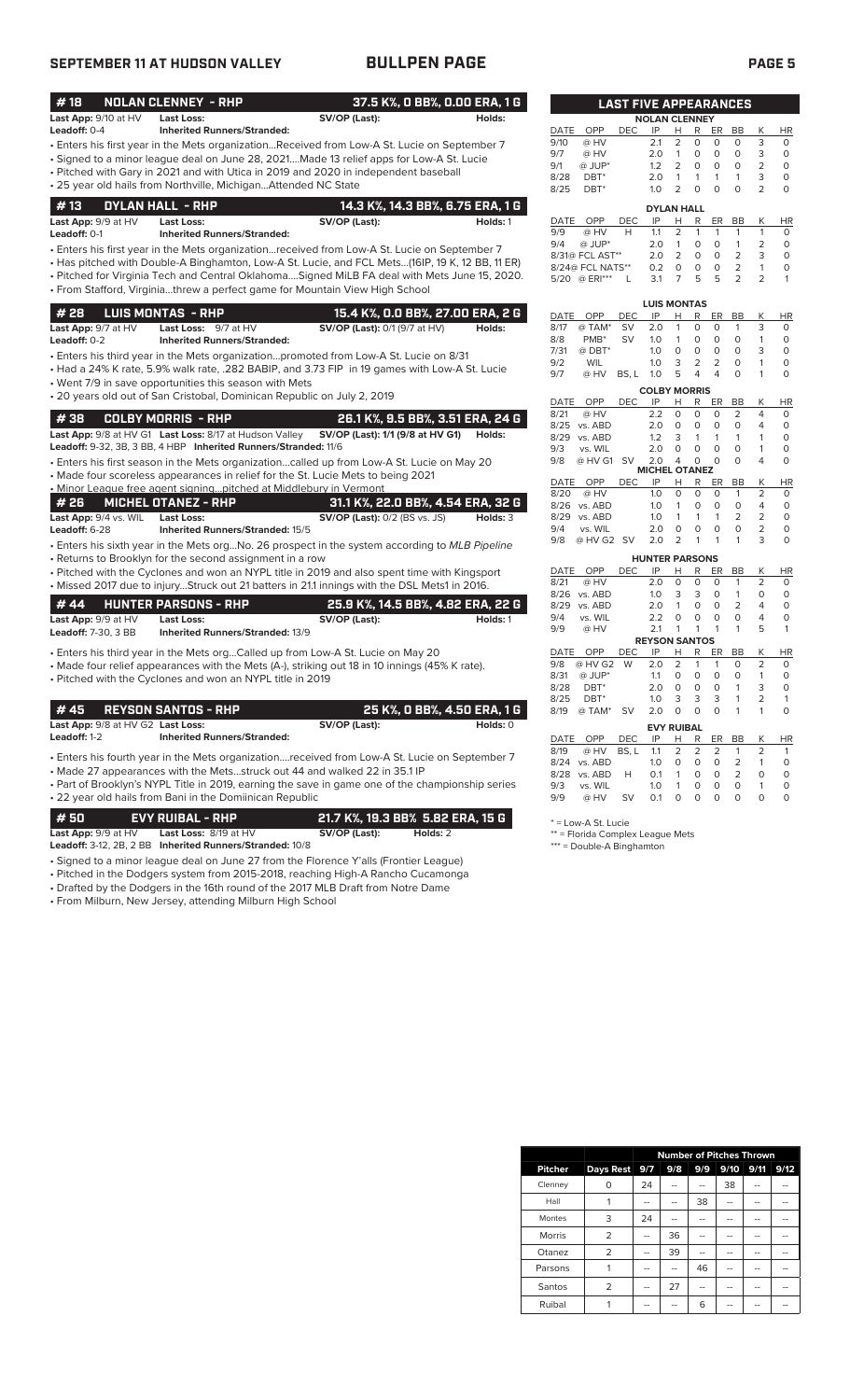## SEPTEMBER 11 AT HUDSON VALLEY — BULLPEN PAGE

### #18 NOLAN CLENNEY - RHP — 37.5 K%, 0 BB%, 0.00 ERA, 1 G

**Last App:** 9/10 at HV **Last Loss:** **SV/OP (Last):** **Holds:**
**Leadoff:** 0-4 **Inherited Runners/Stranded:**

- Enters his first year in the Mets organization...Received from Low-A St. Lucie on September 7
- Signed to a minor league deal on June 28, 2021...Made 13 relief apps for Low-A St. Lucie
- Pitched with Gary in 2021 and with Utica in 2019 and 2020 in independent baseball
- 25 year old hails from Northville, Michigan...Attended NC State

### #13 DYLAN HALL - RHP — 14.3 K%, 14.3 BB%, 6.75 ERA, 1 G

**Last App:** 9/9 at HV **Last Loss:** **SV/OP (Last):** **Holds:** 1
**Leadoff:** 0-1 **Inherited Runners/Stranded:**

- Enters his first year in the Mets organization...received from Low-A St. Lucie on September 7
- Has pitched with Double-A Binghamton, Low-A St. Lucie, and FCL Mets...(16IP, 19 K, 12 BB, 11 ER)
- Pitched for Virginia Tech and Central Oklahoma....Signed MiLB FA deal with Mets June 15, 2020.
- From Stafford, Virginia...threw a perfect game for Mountain View High School

### #28 LUIS MONTAS - RHP — 15.4 K%, 0.0 BB%, 27.00 ERA, 2 G

**Last App:** 9/7 at HV **Last Loss:** 9/7 at HV **SV/OP (Last):** 0/1 (9/7 at HV) **Holds:**
**Leadoff:** 0-2 **Inherited Runners/Stranded:**

- Enters his third year in the Mets organization...promoted from Low-A St. Lucie on 8/31
- Had a 24% K rate, 5.9% walk rate, .282 BABIP, and 3.73 FIP in 19 games with Low-A St. Lucie
- Went 7/9 in save opportunities this season with Mets
- 20 years old out of San Cristobal, Dominican Republic on July 2, 2019

### #38 COLBY MORRIS - RHP — 26.1 K%, 9.5 BB%, 3.51 ERA, 24 G

**Last App:** 9/8 at HV G1 **Last Loss:** 8/17 at Hudson Valley **SV/OP (Last):** 1/1 (9/8 at HV G1) **Holds:**
**Leadoff:** 9-32, 3B, 3 BB, 4 HBP **Inherited Runners/Stranded:** 11/6

- Enters his first season in the Mets organization...called up from Low-A St. Lucie on May 20
- Made four scoreless appearances in relief for the St. Lucie Mets to begin 2021
- Minor League free agent signing...pitched at Middlebury in Vermont

### #26 MICHEL OTANEZ - RHP — 31.1 K%, 22.0 BB%, 4.54 ERA, 32 G

**Last App:** 9/4 vs. WIL **Last Loss:** **SV/OP (Last):** 0/2 (BS vs. JS) **Holds:** 3
**Leadoff:** 6-28 **Inherited Runners/Stranded:** 15/5

- Enters his sixth year in the Mets org...No. 26 prospect in the system according to *MLB Pipeline*
- Returns to Brooklyn for the second assignment in a row
- Pitched with the Cyclones and won an NYPL title in 2019 and also spent time with Kingsport
- Missed 2017 due to injury...Struck out 21 batters in 21.1 innings with the DSL Mets1 in 2016.

### #44 HUNTER PARSONS - RHP — 25.9 K%, 14.5 BB%, 4.82 ERA, 22 G

**Last App:** 9/9 at HV **Last Loss:** **SV/OP (Last):** **Holds:** 1
**Leadoff:** 7-30, 3 BB **Inherited Runners/Stranded:** 13/9

- Enters his third year in the Mets org...Called up from Low-A St. Lucie on May 20
- Made four relief appearances with the Mets (A-), striking out 18 in 10 innings (45% K rate).
- Pitched with the Cyclones and won an NYPL title in 2019

### #45 REYSON SANTOS - RHP — 25 K%, 0 BB%, 4.50 ERA, 1 G

**Last App:** 9/8 at HV G2 **Last Loss:** **SV/OP (Last):** **Holds:** 0
**Leadoff:** 1-2 **Inherited Runners/Stranded:**

- Enters his fourth year in the Mets organization....received from Low-A St. Lucie on September 7
- Made 27 appearances with the Mets...struck out 44 and walked 22 in 35.1 IP
- Part of Brooklyn's NYPL Title in 2019, earning the save in game one of the championship series
- 22 year old hails from Bani in the Domiinican Republic

### #50 EVY RUIBAL - RHP — 21.7 K%, 19.3 BB% 5.82 ERA, 15 G

**Last App:** 9/9 at HV **Last Loss:** 8/19 at HV **SV/OP (Last):** **Holds:** 2
**Leadoff:** 3-12, 2B, 2 BB **Inherited Runners/Stranded:** 10/8

- Signed to a minor league deal on June 27 from the Florence Y'alls (Frontier League)
- Pitched in the Dodgers system from 2015-2018, reaching High-A Rancho Cucamonga
- Drafted by the Dodgers in the 16th round of the 2017 MLB Draft from Notre Dame
- From Milburn, New Jersey, attending Milburn High School

## LAST FIVE APPEARANCES

**NOLAN CLENNEY**

| DATE | OPP | DEC | IP | H | R | ER | BB | K | HR |
|---|---|---|---|---|---|---|---|---|---|
| 9/10 | @ HV | | 2.1 | 2 | 0 | 0 | 0 | 3 | 0 |
| 9/7 | @ HV | | 2.0 | 1 | 0 | 0 | 0 | 3 | 0 |
| 9/1 | @ JUP* | | 1.2 | 2 | 0 | 0 | 0 | 2 | 0 |
| 8/28 | DBT* | | 2.0 | 1 | 1 | 1 | 1 | 3 | 0 |
| 8/25 | DBT* | | 1.0 | 2 | 0 | 0 | 0 | 2 | 0 |

**DYLAN HALL**

| DATE | OPP | DEC | IP | H | R | ER | BB | K | HR |
|---|---|---|---|---|---|---|---|---|---|
| 9/9 | @ HV | H | 1.1 | 2 | 1 | 1 | 1 | 1 | 0 |
| 9/4 | @ JUP* | | 2.0 | 1 | 0 | 0 | 1 | 2 | 0 |
| 8/31 | @ FCL AST** | | 2.0 | 2 | 0 | 0 | 2 | 3 | 0 |
| 8/24 | @ FCL NATS** | | 0.2 | 0 | 0 | 0 | 2 | 1 | 0 |
| 5/20 | @ ERI*** | L | 3.1 | 7 | 5 | 5 | 2 | 2 | 1 |

**LUIS MONTAS**

| DATE | OPP | DEC | IP | H | R | ER | BB | K | HR |
|---|---|---|---|---|---|---|---|---|---|
| 8/17 | @ TAM* | SV | 2.0 | 1 | 0 | 0 | 1 | 3 | 0 |
| 8/8 | PMB* | SV | 1.0 | 1 | 0 | 0 | 0 | 1 | 0 |
| 7/31 | @ DBT* | | 1.0 | 0 | 0 | 0 | 0 | 3 | 0 |
| 9/2 | WIL | | 1.0 | 3 | 2 | 2 | 0 | 1 | 0 |
| 9/7 | @ HV | BS, L | 1.0 | 5 | 4 | 4 | 0 | 1 | 0 |

**COLBY MORRIS**

| DATE | OPP | DEC | IP | H | R | ER | BB | K | HR |
|---|---|---|---|---|---|---|---|---|---|
| 8/21 | @ HV | | 2.2 | 0 | 0 | 0 | 2 | 4 | 0 |
| 8/25 | vs. ABD | | 2.0 | 0 | 0 | 0 | 0 | 4 | 0 |
| 8/29 | vs. ABD | | 1.2 | 3 | 1 | 1 | 1 | 1 | 0 |
| 9/3 | vs. WIL | | 2.0 | 0 | 0 | 0 | 0 | 1 | 0 |
| 9/8 | @ HV G1 | SV | 2.0 | 4 | 0 | 0 | 0 | 4 | 0 |

**MICHEL OTANEZ**

| DATE | OPP | DEC | IP | H | R | ER | BB | K | HR |
|---|---|---|---|---|---|---|---|---|---|
| 8/20 | @ HV | | 1.0 | 0 | 0 | 0 | 1 | 2 | 0 |
| 8/26 | vs. ABD | | 1.0 | 1 | 0 | 0 | 0 | 4 | 0 |
| 8/29 | vs. ABD | | 1.0 | 1 | 1 | 1 | 2 | 2 | 0 |
| 9/4 | vs. WIL | | 2.0 | 0 | 0 | 0 | 0 | 2 | 0 |
| 9/8 | @ HV G2 | SV | 2.0 | 2 | 1 | 1 | 1 | 3 | 0 |

**HUNTER PARSONS**

| DATE | OPP | DEC | IP | H | R | ER | BB | K | HR |
|---|---|---|---|---|---|---|---|---|---|
| 8/21 | @ HV | | 2.0 | 0 | 0 | 0 | 1 | 2 | 0 |
| 8/26 | vs. ABD | | 1.0 | 3 | 3 | 0 | 1 | 0 | 0 |
| 8/29 | vs. ABD | | 2.0 | 1 | 0 | 0 | 2 | 4 | 0 |
| 9/4 | vs. WIL | | 2.2 | 0 | 0 | 0 | 0 | 4 | 0 |
| 9/9 | @ HV | | 2.1 | 1 | 1 | 1 | 1 | 5 | 1 |

**REYSON SANTOS**

| DATE | OPP | DEC | IP | H | R | ER | BB | K | HR |
|---|---|---|---|---|---|---|---|---|---|
| 9/8 | @ HV G2 | W | 2.0 | 2 | 1 | 1 | 0 | 2 | 0 |
| 8/31 | @ JUP* | | 1.1 | 0 | 0 | 0 | 0 | 1 | 0 |
| 8/28 | DBT* | | 2.0 | 0 | 0 | 0 | 1 | 3 | 0 |
| 8/25 | DBT* | | 1.0 | 3 | 3 | 3 | 1 | 2 | 1 |
| 8/19 | @ TAM* | SV | 2.0 | 0 | 0 | 0 | 1 | 1 | 0 |

**EVY RUIBAL**

| DATE | OPP | DEC | IP | H | R | ER | BB | K | HR |
|---|---|---|---|---|---|---|---|---|---|
| 8/19 | @ HV | BS, L | 1.1 | 2 | 2 | 2 | 1 | 2 | 1 |
| 8/24 | vs. ABD | | 1.0 | 0 | 0 | 0 | 2 | 1 | 0 |
| 8/28 | vs. ABD | H | 0.1 | 1 | 0 | 0 | 2 | 0 | 0 |
| 9/3 | vs. WIL | | 1.0 | 1 | 0 | 0 | 0 | 1 | 0 |
| 9/9 | @ HV | SV | 0.1 | 0 | 0 | 0 | 0 | 0 | 0 |

\* = Low-A St. Lucie
** = Florida Complex League Mets
*** = Double-A Binghamton

| | | Number of Pitches Thrown | | | | | |
|---|---|---|---|---|---|---|---|
| **Pitcher** | **Days Rest** | **9/7** | **9/8** | **9/9** | **9/10** | **9/11** | **9/12** |
| Clenney | 0 | 24 | -- | -- | 38 | -- | -- |
| Hall | 1 | -- | -- | 38 | -- | -- | -- |
| Montes | 3 | 24 | -- | -- | -- | -- | -- |
| Morris | 2 | -- | 36 | -- | -- | -- | -- |
| Otanez | 2 | -- | 39 | -- | -- | -- | -- |
| Parsons | 1 | -- | -- | 46 | -- | -- | -- |
| Santos | 2 | -- | 27 | -- | -- | -- | -- |
| Ruibal | 1 | -- | -- | 6 | -- | -- | -- |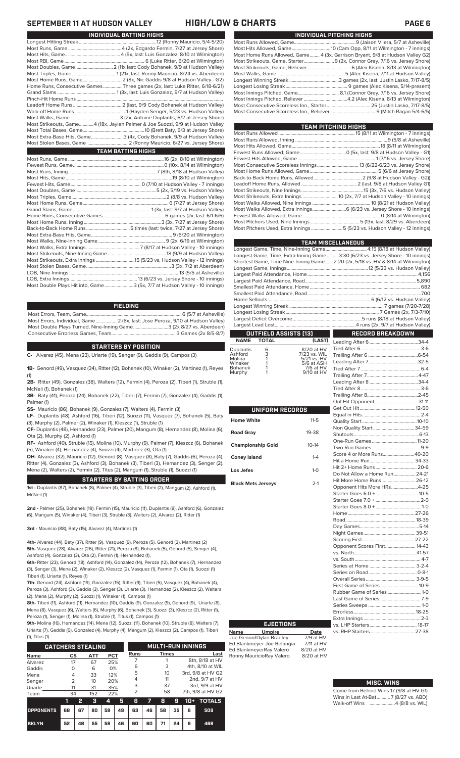# SEPTEMBER 11 AT HUDSON VALLEY — HIGH/LOW & CHARTS

## INDIVIDUAL BATTING HIGHS

Longest Hitting Streak ..... 12 (Ronny Mauricio, 5/4-5/20)
Most Runs, Game ..... 4 (2x, Edgardo Fermin, 7/27 at Jersey Shore)
Most Hits, Game ..... 4 (5x, last: Luis Gonzalez, 8/10 at Wilmington)
Most RBI, Game ..... 6 (Luke Ritter, 6/20 at Wilmington)
Most Doubles, Game ..... 2 (11x last: Cody Bohanek, 9/9 at Hudson Valley)
Most Triples, Game ..... 1 (21x, last: Ronny Mauricio, 8/24 vs. Aberdeen)
Most Home Runs, Game ..... 2 (8x, Nic Gaddis 9/8 at Hudson Valley - G2)
Home Runs, Consecutive Games ..... Three games (2x, last: Luke Ritter, 6/18-6/21)
Grand Slams ..... 1 (3x, last: Luis Gonzalez, 9/7 at Hudson Valley)
Pinch-Hit Home Runs .....
Leadoff Home Runs ..... 2 (last, 9/9 Cody Bohanek at Hudson Valley)
Walk-off Home Runs ..... 1 (Hayden Senger, 5/23 vs. Hudson Valley)
Most Walks, Game ..... 3 (2x, Antoine Duplantis, 6/2 at Jersey Shore)
Most Strikeouts, Game ..... 4 (18x, Jaylen Palmer & Joe Suozzi, 9/9 at Hudson Valley
Most Total Bases, Game ..... 10 (Brett Baty, 6/3 at Jersey Shore)
Most Extra-Base Hits, Game ..... 3 (4x, Cody Bohanek, 9/9 at Hudson Valley)
Most Stolen Bases, Game ..... 2 (Ronny Mauricio, 6/27 vs. Jersey Shore)

## TEAM BATTING HIGHS

Most Runs, Game ..... 16 (2x, 8/10 at Wilmington)
Fewest Runs, Game ..... 0 (10x, 8/14 at Wilmington)
Most Runs, Inning ..... 7 (8th, 8/18 at Hudson Valley)
Most Hits, Game ..... 19 (8/10 at Wilmington)
Fewest Hits, Game ..... 0 (7/10 at Hudson Valley - 7 innings)
Most Doubles, Game ..... 5 (2x, 5/19 vs. Hudson Valley)
Most Triples, Game ..... 2 (8/18 vs. Hudson Valley)
Most Home Runs, Game ..... 6 (7/27 at Jersey Shore)
Grand Slams, Game ..... 1 (3x, last: 9/7 at Hudson Valley)
Home Runs, Consecutive Games ..... 6 games (2x, last: 6/1-6/6)
Most Home Runs, Inning ..... 3 (3x, 7/27 at Jersey Shore)
Back-to-Back Home Runs ..... 5 times (last: twice, 7/27 at Jersey Shore)
Most Extra-Base Hits, Game ..... 9 (6/20 at Wilmington)
Most Walks, Nine-Inning Game ..... 9 (2x, 6/19 at Wilmington)
Most Walks, Extra Innings ..... 7 (8/17 at Hudson Valley - 10 innings)
Most Strikeouts, Nine-Inning Game ..... 18 (9/9 at Hudson Valley)
Most Strikeouts, Extra Innings ..... 15 (5/23 vs. Hudson Valley - 12 innings)
Most Stolen Bases, Game ..... 3 (3x, 7/2 at Aberdeen)
LOB, Nine Innings ..... 13 (5/5 at Asheville)
LOB, Extra Innings ..... 13 (6/23 vs. Jersey Shore - 10 innings)
Most Double Plays Hit into, Game ..... 3 (5x, 7/7 at Hudson Valley - 10 innings)

## FIELDING

Most Errors, Team, Game ..... 6 (5/7 at Asheville)
Most Errors, Individual, Game ..... 2 (8x, last: Jose Peroza, 9/10 at Hudson Valley)
Most Double Plays Turned, Nine-Inning Game ..... 3 (2x 8/27 vs. Aberdeen)
Consecutive Errorless Games, Team ..... 3 Games (2x 8/5-8/7)

## STARTERS BY POSITION

**C-** Alvarez (45), Mena (23), Uriarte (19), Senger (9), Gaddis (9), Campos (3)

**1B-** Genord (49), Vasquez (34), Ritter (12), Bohanek (10), Winaker (2), Martinez (1), Reyes (1)

**2B-** Ritter (49), Gonzalez (38), Walters (12), Fermin (4), Peroza (2), Tiberi (1), Struble (1), McNeil (1), Bohanek (1)

**3B-** Baty (41), Peroza (24), Bohanek (22), Tiberi (7), Fermin (7), Gonzalez (4), Gaddis (1), Palmer (1)

**SS-** Mauricio (86), Bohanek (9), Gonzalez (7), Walters (4), Fermin (3)

**LF-** Duplantis (48), Ashford (16), Tiberi (12), Suozzi (11), Vasquez (7), Bohanek (5), Baty (3), Murphy (2), Palmer (2), Winaker (1), Kleszcz (1), Struble (1)

**CF-** Duplantis (48), Hernandez (23), Palmer (20), Mangum (8), Hernandez (8), Molina (6), Ota (2), Murphy (2), Ashford (1)

**RF-** Ashford (40), Struble (15), Molina (10), Murphy (9), Palmer (7), Kleszcz (6), Bohanek (5), Winaker (4), Hernandez (4), Suozzi (4), Martinez (3), Ota (1)

**DH-** Alvarez (32), Mauricio (12), Genord (8), Vasquez (8), Baty (7), Gaddis (6), Peroza (4), Ritter (4), Gonzalez (3), Ashford (3), Bohanek (3), Tiberi (3), Hernandez (3), Senger (2), Mena (2), Walters (2), Fermin (2), Titus (2), Mangum (1), Struble (1), Suozzi (1)

## STARTERS BY BATTING ORDER

**1st -** Duplantis (87), Bohanek (8), Palmer (4), Struble (3), Tiberi (2), Mangum (2), Ashford (1), McNeil (1)

**2nd -** Palmer (25), Bohanek (19), Fermin (15), Mauricio (11), Duplantis (8), Ashford (6), Gonzalez (6), Mangum (5), Winaker (4), Tiberi (3), Struble (3), Walters (2), Alvarez (2), Ritter (1)

**3rd -** Mauricio (88), Baty (15), Alvarez (4), Martinez (1)

**4th-** Alvarez (44), Baty (37), Ritter (9), Vasquez (9), Peroza (5), Genord (2), Martinez (2)
**5th-** Vasquez (28), Alvarez (26), Ritter (21), Peroza (8), Bohanek (5), Genord (5), Senger (4), Ashford (4), Gonzalez (3), Ota (2), Fermin (1), Hernandez (1),

**6th-** Ritter (23), Genord (18), Ashford (14), Gonzalez (14), Peroza (12), Bohanek (7), Hernandez (3), Senger (3), Mena (2), Winaker (2), Kleszcz (2), Vasquez (1), Fermin (1), Ota (1), Suozzi (1) Tiberi (1), Uriarte (1), Reyes (1)

**7th-** Genord (24), Ashford (19), Gonzalez (15), Ritter (9), Tiberi (5), Vasquez (4), Bohanek (4), Peroza (3), Ashford (3), Gaddis (3), Senger (3), Uriarte (3), Hernandez (2), Kleszcz (2), Walters (2), Mena (2), Murphy (2), Suozzi (1), Winaker (1), Campos (1)

**8th-** Tiberi (11), Ashford (11), Hernandez (10), Gaddis (9), Gonzalez (9), Genord (9), Uriarte (8), Mena (8), Vasquez (6), Walters (6), Murphy (6), Bohanek (3), Suozzi (3), Kleszcz (3), Ritter (1), Peroza (1), Senger (1), Molina (1), Struble (1), Titus (1), Campos (1)

**9th-** Molina (16), Hernandez (14), Mena (12), Suozzi (11), Bohanek (10), Struble (8), Walters (7), Uriarte (7), Gaddis (6), Gonzalez (4), Murphy (4), Mangum (2), Kleszcz (2), Campos (1), Tiberi (1), Titus (1)

## CATCHERS STEALING

| Name | CS | ATT | PCT |
|---|---|---|---|
| Alvarez | 17 | 67 | 25% |
| Gaddis | 0 | 6 | 0% |
| Mena | 4 | 33 | 12% |
| Senger | 2 | 10 | 20% |
| Uriarte | 11 | 31 | 35% |
| Team | 34 | 152 | 22% |

## MULTI-RUN INNINGS

| Runs | Times | Last |
|---|---|---|
| 7 | 1 | 8th, 8/18 at HV |
| 6 | 3 | 4th, 8/10 at WIL |
| 5 | 10 | 3rd, 9/8 at HV G2 |
| 4 | 11 | 2nd, 9/7 at HV |
| 3 | 37 | 3rd, 9/9 at HV |
| 2 | 58 | 7th, 9/8 at HV G2 |

| | 1 | 2 | 3 | 4 | 5 | 6 | 7 | 8 | 9 | 10+ | TOTALS |
|---|---|---|---|---|---|---|---|---|---|---|---|
| OPPONENTS | 68 | 67 | 80 | 58 | 49 | 63 | 46 | 58 | 35 | 6 | 509 |
| BKLYN | 52 | 48 | 55 | 58 | 46 | 60 | 60 | 71 | 24 | 6 | 468 |

## INDIVIDUAL PITCHING HIGHS

Most Runs Allowed, Game ..... 9 (Jaison Vilera, 5/7 at Asheville)
Most Hits Allowed, Game ..... 10 (Cam Opp, 8/11 at Wilmington - 7 innings)
Most Home Runs Allowed, Game ..... 4 (3x, Garrison Bryant, 9/8 at Hudson Valley G2)
Most Strikeouts, Game, Starter ..... 9 (2x, Connor Grey, 7/16 vs. Jersey Shore)
Most Strikeouts, Game, Reliever ..... 6 (Alex Kisena, 8/13 at Wilmington)
Most Walks, Game ..... 5 (Alec Kisena, 7/11 at Hudson Valley)
Longest Winning Streak ..... 3 games (2x, last: Justin Lasko, 7/17-8/5)
Longest Losing Streak ..... 9 games (Alec Kisena, 5/14-present)
Most Innings Pitched, Game ..... 8.1 (Connor Grey, 7/16 vs. Jersey Shore)
Most Innings Pitched, Reliever ..... 4.2 (Alec Kisena, 8/13 at Wilmington)
Most Consecutive Scoreless Inn., Starter ..... 25 (Justin Lasko, 7/17-8/5)
Most Consecutive Scoreless Inn., Reliever ..... 9 (Mitch Ragan 5/4-6/5)

## TEAM PITCHING HIGHS

Most Runs Allowed ..... 15 (8/11 at Wilmington - 7 innings)
Most Runs Allowed, Inning ..... 9 (5/8 at Asheville)
Most Hits Allowed, Game ..... 18 (8/11 at Wilmington)
Fewest Runs Allowed, Game ..... 0 (5x, last: 9/8 at Hudson Valley - G1)
Fewest Hits Allowed, Game ..... 1 (7/16 vs. Jersey Shore)
Most Consecutive Scoreless Innings ..... 13 (6/22-6/23 vs. Jersey Shore)
Most Home Runs Allowed, Game ..... 5 (6/6 at Jersey Shore)
Back-to-Back Home Runs, Allowed ..... 2 (9/8 at Hudson Valley - G2))
Leadoff Home Runs Allowed ..... 2 (last, 9/8 at Hudson Valley G1)
Most Strikeouts, Nine Innings ..... 15 (3x, 7/6 vs. Hudson Valley)
Most Strikeouts, Extra Innings ..... 10 (2x, 7/7 at Hudson Valley - 10 innings)
Most Walks Allowed, Nine Innings ..... 10 (8/21 at Hudson Valley)
Most Walks Allowed, Extra Innings ..... 6 (6/23 vs. Jersey Shore - 10 innings)
Fewest Walks Allowed, Game ..... 0 (8/14 at Wilmington)
Most Pitchers Used, Nine Innings ..... 5 (13x, last: 8/29 vs. Aberdeen)
Most Pitchers Used, Extra Innings ..... 5 (5/23 vs. Hudson Valley - 12 innings)

## TEAM MISCELLANEOUS

Longest Game, Time, Nine-Inning Game ..... 4:15 (8/18 at Hudson Valley)
Longest Game, Time, Extra-Inning Game ..... 3:30 (6/23 vs. Jersey Shore - 10 innings)
Shortest Game, Time, Nine-Inning Game. ..... 2:20 (2x, 5/18 vs. HV & 8/14 at Wilmington)
Longest Game, Innings ..... 12 (5/23 vs. Hudson Valley)
Largest Paid Attendance, Home ..... 4,156
Largest Paid Attendance, Road ..... 5,890
Smallest Paid Attendance, Home ..... 682
Smallest Paid Attendance, Road ..... 700
Home Sellouts ..... 6 (6/12 vs. Hudson Valley)
Longest Winning Streak ..... 7 games (7/20-7/28)
Longest Losing Streak ..... 7 Games (2x, 7/3-7/10)
Largest Deficit Overcome ..... 5 runs (8/18 at Hudson Valley)
Largest Lead Lost ..... 4 runs (2x, 9/7 at Hudson Valley)

## OUTFIELD ASSISTS (13)

| NAME | TOTAL | (LAST) |
|---|---|---|
| Duplantis | 6 | 8/20 at HV |
| Ashford | 3 | 7/23 vs. WIL |
| Molina | 1 | 5/21 vs. HV |
| Winaker | 1 | 5/6 at ASH |
| Bohanek | 1 | 7/6 at HV |
| Murphy | 1 | 9/10 at HV |

## UNIFORM RECORDS

| | |
|---|---|
| Home White | 11-5 |
| Road Gray | 19-38 |
| Championship Gold | 10-14 |
| Coney Island | 1-4 |
| Los Jefes | 1-0 |
| Black Mets Jerseys | 2-1 |

## EJECTIONS

| Name | Umpire | Date |
|---|---|---|
| Joe Genord | Dylan Bradley | 7/9 at HV |
| Ed Blankmeyer | Joe Belangia | 7/11 at HV |
| Ed Blankmeyer | Ray Valero | 8/20 at HV |
| Ronny Mauricio | Ray Valero | 8/20 at HV |

## RECORD BREAKDOWN

| | |
|---|---|
| Leading After 6 | 34-4 |
| Tied After 6 | 3-6 |
| Trailing After 6 | 6-54 |
| Leading After 7 | 32-5 |
| Tied After 7 | 6-4 |
| Trailing After 7 | 4-47 |
| Leading After 8 | 34-4 |
| Tied After 8 | 3-6 |
| Trailing After 8 | 2-45 |
| Out Hit Opponent | 31-11 |
| Get Out Hit | 12-50 |
| Equal in Hits | 2-4 |
| Quality Start | 10-10 |
| Non Quality Start | 34-59 |
| Shutouts | 6-13 |
| One-Run Games | 11-20 |
| Two-Run Games | 9-9 |
| Score 4 or More Runs | 40-20 |
| Hit a Home Run | 34-33 |
| Hit 2+ Home Runs | 20-6 |
| Do Not Allow a Home Run | 24-21 |
| Hit More Home Runs | 26-12 |
| Opponent Hits More HRs | 4-25 |
| Starter Goes 6.0 + | 10-5 |
| Starter Goes 7.0 + | 2-0 |
| Starter Goes 8.0 + | 1-0 |
| Home | 27-26 |
| Road | 18-39 |
| Day Games | 5-14 |
| Night Games | 39-51 |
| Scoring First | 27-22 |
| Opponent Scores First | 14-43 |
| vs. North | 41-57 |
| vs. South | 4-7 |
| Series at Home | 3-2-4 |
| Series on Road | 0-8-1 |
| Overall Series | 3-9-5 |
| First Game of Series | 10-9 |
| Rubber Game of Series | 1-0 |
| Last Game of Series | 7-9 |
| Series Sweeps | 1-0 |
| Errorless | 18-25 |
| Extra Innings | 2-3 |
| vs. LHP Starters | 18-17 |
| vs. RHP Starters | 27-38 |

## MISC. WINS

Come from Behind Wins 17 (9/8 at HV G1)
Wins in Last At-Bat ..... 7 (8/27 vs. ABD)
Walk-off Wins ..... 4 (8/8 vs. WIL)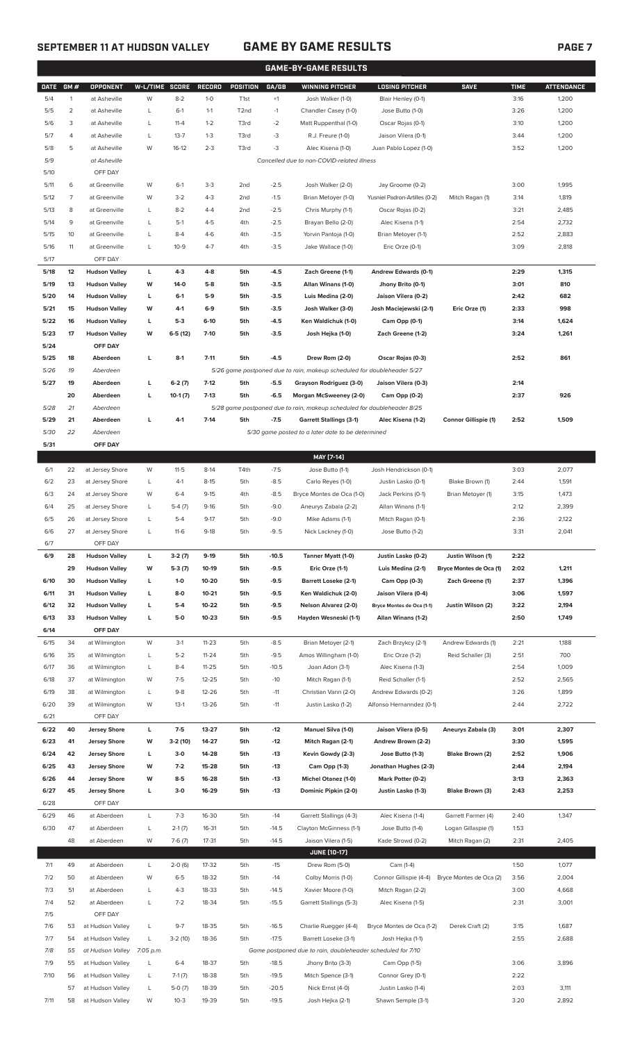# SEPTEMBER 11 AT HUDSON VALLEY — GAME BY GAME RESULTS

## GAME-BY-GAME RESULTS

| DATE | GM # | OPPONENT | W-L/TIME | SCORE | RECORD | POSITION | GA/GB | WINNING PITCHER | LOSING PITCHER | SAVE | TIME | ATTENDANCE |
|---|---|---|---|---|---|---|---|---|---|---|---|---|
| 5/4 | 1 | at Asheville | W | 8-2 | 1-0 | T1st | +1 | Josh Walker (1-0) | Blair Henley (0-1) | | 3:16 | 1,200 |
| 5/5 | 2 | at Asheville | L | 6-1 | 1-1 | T2nd | -1 | Chandler Casey (1-0) | Jose Butto (1-0) | | 3:26 | 1,200 |
| 5/6 | 3 | at Asheville | L | 11-4 | 1-2 | T3rd | -2 | Matt Ruppenthal (1-0) | Oscar Rojas (0-1) | | 3:10 | 1,200 |
| 5/7 | 4 | at Asheville | L | 13-7 | 1-3 | T3rd | -3 | R.J. Freure (1-0) | Jaison Vilera (0-1) | | 3:44 | 1,200 |
| 5/8 | 5 | at Asheville | W | 16-12 | 2-3 | T3rd | -3 | Alec Kisena (1-0) | Juan Pablo Lopez (1-0) | | 3:52 | 1,200 |
| 5/9 | | at Asheville | | | | | | Cancelled due to non-COVID-related illness | | | | |
| 5/10 | | OFF DAY | | | | | | | | | | |
| 5/11 | 6 | at Greenville | W | 6-1 | 3-3 | 2nd | -2.5 | Josh Walker (2-0) | Jay Groome (0-2) | | 3:00 | 1,995 |
| 5/12 | 7 | at Greenville | W | 3-2 | 4-3 | 2nd | -1.5 | Brian Metoyer (1-0) | Yusniel Padron-Artilles (0-2) | Mitch Ragan (1) | 3:14 | 1,819 |
| 5/13 | 8 | at Greenville | L | 8-2 | 4-4 | 2nd | -2.5 | Chris Murphy (1-1) | Oscar Rojas (0-2) | | 3:21 | 2,485 |
| 5/14 | 9 | at Greenville | L | 5-1 | 4-5 | 4th | -2.5 | Brayan Bello (2-0) | Alec Kisena (1-1) | | 2:54 | 2,732 |
| 5/15 | 10 | at Greenville | L | 8-4 | 4-6 | 4th | -3.5 | Yorvin Pantoja (1-0) | Brian Metoyer (1-1) | | 2:52 | 2,883 |
| 5/16 | 11 | at Greenville | L | 10-9 | 4-7 | 4th | -3.5 | Jake Wallace (1-0) | Eric Orze (0-1) | | 3:09 | 2,818 |
| 5/17 | | OFF DAY | | | | | | | | | | |
| **5/18** | **12** | **Hudson Valley** | **L** | **4-3** | **4-8** | **5th** | **-4.5** | **Zach Greene (1-1)** | **Andrew Edwards (0-1)** | | **2:29** | **1,315** |
| **5/19** | **13** | **Hudson Valley** | **W** | **14-0** | **5-8** | **5th** | **-3.5** | **Allan Winans (1-0)** | **Jhony Brito (0-1)** | | **3:01** | **810** |
| **5/20** | **14** | **Hudson Valley** | **L** | **6-1** | **5-9** | **5th** | **-3.5** | **Luis Medina (2-0)** | **Jaison Vilera (0-2)** | | **2:42** | **682** |
| **5/21** | **15** | **Hudson Valley** | **W** | **4-1** | **6-9** | **5th** | **-3.5** | **Josh Walker (3-0)** | **Josh Maciejewski (2-1)** | **Eric Orze (1)** | **2:33** | **998** |
| **5/22** | **16** | **Hudson Valley** | **L** | **5-3** | **6-10** | **5th** | **-4.5** | **Ken Waldichuk (1-0)** | **Cam Opp (0-1)** | | **3:14** | **1,624** |
| **5/23** | **17** | **Hudson Valley** | **W** | **6-5 (12)** | **7-10** | **5th** | **-3.5** | **Josh Hejka (1-0)** | **Zach Greene (1-2)** | | **3:24** | **1,261** |
| **5/24** | | **OFF DAY** | | | | | | | | | | |
| **5/25** | **18** | **Aberdeen** | **L** | **8-1** | **7-11** | **5th** | **-4.5** | **Drew Rom (2-0)** | **Oscar Rojas (0-3)** | | **2:52** | **861** |
| 5/26 | 19 | Aberdeen | | | | | | 5/26 game postponed due to rain, makeup scheduled for doubleheader 5/27 | | | | |
| **5/27** | **19** | **Aberdeen** | **L** | **6-2 (7)** | **7-12** | **5th** | **-5.5** | **Grayson Rodriguez (3-0)** | **Jaison Vilera (0-3)** | | **2:14** | |
| | **20** | **Aberdeen** | **L** | **10-1 (7)** | **7-13** | **5th** | **-6.5** | **Morgan McSweeney (2-0)** | **Cam Opp (0-2)** | | **2:37** | **926** |
| 5/28 | 21 | Aberdeen | | | | | | 5/28 game postponed due to rain, makeup scheduled for doubleheader 8/25 | | | | |
| **5/29** | **21** | **Aberdeen** | **L** | **4-1** | **7-14** | **5th** | **-7.5** | **Garrett Stallings (3-1)** | **Alec Kisena (1-2)** | **Connor Gillispie (1)** | **2:52** | **1,509** |
| 5/30 | 22 | Aberdeen | | | | | | 5/30 game posted to a later date to be determined | | | | |
| **5/31** | | **OFF DAY** | | | | | | | | | | |
| | | | | | | | | **MAY [7-14]** | | | | |
| 6/1 | 22 | at Jersey Shore | W | 11-5 | 8-14 | T4th | -7.5 | Jose Butto (1-1) | Josh Hendrickson (0-1) | | 3:03 | 2,077 |
| 6/2 | 23 | at Jersey Shore | L | 4-1 | 8-15 | 5th | -8.5 | Carlo Reyes (1-0) | Justin Lasko (0-1) | Blake Brown (1) | 2:44 | 1,591 |
| 6/3 | 24 | at Jersey Shore | W | 6-4 | 9-15 | 4th | -8.5 | Bryce Montes de Oca (1-0) | Jack Perkins (0-1) | Brian Metoyer (1) | 3:15 | 1,473 |
| 6/4 | 25 | at Jersey Shore | L | 5-4 (7) | 9-16 | 5th | -9.0 | Aneurys Zabala (2-2) | Allan Winans (1-1) | | 2:12 | 2,399 |
| 6/5 | 26 | at Jersey Shore | L | 5-4 | 9-17 | 5th | -9.0 | Mike Adams (1-1) | Mitch Ragan (0-1) | | 2:36 | 2,122 |
| 6/6 | 27 | at Jersey Shore | L | 11-6 | 9-18 | 5th | -9..5 | Nick Lackney (1-0) | Jose Butto (1-2) | | 3:31 | 2,041 |
| 6/7 | | OFF DAY | | | | | | | | | | |
| **6/9** | **28** | **Hudson Valley** | **L** | **3-2 (7)** | **9-19** | **5th** | **-10.5** | **Tanner Myatt (1-0)** | **Justin Lasko (0-2)** | **Justin Wilson (1)** | **2:22** | |
| | **29** | **Hudson Valley** | **W** | **5-3 (7)** | **10-19** | **5th** | **-9.5** | **Eric Orze (1-1)** | **Luis Medina (2-1)** | **Bryce Montes de Oca (1)** | **2:02** | **1,211** |
| **6/10** | **30** | **Hudson Valley** | **L** | **1-0** | **10-20** | **5th** | **-9.5** | **Barrett Loseke (2-1)** | **Cam Opp (0-3)** | **Zach Greene (1)** | **2:37** | **1,396** |
| **6/11** | **31** | **Hudson Valley** | **L** | **8-0** | **10-21** | **5th** | **-9.5** | **Ken Waldichuk (2-0)** | **Jaison Vilera (0-4)** | | **3:06** | **1,597** |
| **6/12** | **32** | **Hudson Valley** | **L** | **5-4** | **10-22** | **5th** | **-9.5** | **Nelson Alvarez (2-0)** | **Bryce Montes de Oca (1-1)** | **Justin Wilson (2)** | **3:22** | **2,194** |
| **6/13** | **33** | **Hudson Valley** | **L** | **5-0** | **10-23** | **5th** | **-9.5** | **Hayden Wesneski (1-1)** | **Allan Winans (1-2)** | | **2:50** | **1,749** |
| **6/14** | | **OFF DAY** | | | | | | | | | | |
| 6/15 | 34 | at Wilmington | W | 3-1 | 11-23 | 5th | -8.5 | Brian Metoyer (2-1) | Zach Brzykcy (2-1) | Andrew Edwards (1) | 2:21 | 1,188 |
| 6/16 | 35 | at Wilmington | L | 5-2 | 11-24 | 5th | -9.5 | Amos Willingham (1-0) | Eric Orze (1-2) | Reid Schaller (3) | 2:51 | 700 |
| 6/17 | 36 | at Wilmington | L | 8-4 | 11-25 | 5th | -10.5 | Joan Adon (3-1) | Alec Kisena (1-3) | | 2:54 | 1,009 |
| 6/18 | 37 | at Wilmington | W | 7-5 | 12-25 | 5th | -10 | Mitch Ragan (1-1) | Reid Schaller (1-1) | | 2:52 | 2,565 |
| 6/19 | 38 | at Wilmington | L | 9-8 | 12-26 | 5th | -11 | Christian Vann (2-0) | Andrew Edwards (0-2) | | 3:26 | 1,899 |
| 6/20 | 39 | at Wilmington | W | 13-1 | 13-26 | 5th | -11 | Justin Lasko (1-2) | Alfonso Hernanndez (0-1) | | 2:44 | 2,722 |
| 6/21 | | OFF DAY | | | | | | | | | | |
| **6/22** | **40** | **Jersey Shore** | **L** | **7-5** | **13-27** | **5th** | **-12** | **Manuel Silva (1-0)** | **Jaison Vilera (0-5)** | **Aneurys Zabala (3)** | **3:01** | **2,307** |
| **6/23** | **41** | **Jersey Shore** | **W** | **3-2 (10)** | **14-27** | **5th** | **-12** | **Mitch Ragan (2-1)** | **Andrew Brown (2-2)** | | **3:30** | **1,595** |
| **6/24** | **42** | **Jersey Shore** | **L** | **3-0** | **14-28** | **5th** | **-13** | **Kevin Gowdy (2-3)** | **Jose Butto (1-3)** | **Blake Brown (2)** | **2:52** | **1,906** |
| **6/25** | **43** | **Jersey Shore** | **W** | **7-2** | **15-28** | **5th** | **-13** | **Cam Opp (1-3)** | **Jonathan Hughes (2-3)** | | **2:44** | **2,194** |
| **6/26** | **44** | **Jersey Shore** | **W** | **8-5** | **16-28** | **5th** | **-13** | **Michel Otanez (1-0)** | **Mark Potter (0-2)** | | **3:13** | **2,363** |
| **6/27** | **45** | **Jersey Shore** | **L** | **3-0** | **16-29** | **5th** | **-13** | **Dominic Pipkin (2-0)** | **Justin Lasko (1-3)** | **Blake Brown (3)** | **2:43** | **2,253** |
| 6/28 | | OFF DAY | | | | | | | | | | |
| 6/29 | 46 | at Aberdeen | L | 7-3 | 16-30 | 5th | -14 | Garrett Stallings (4-3) | Alec Kisena (1-4) | Garrett Farmer (4) | 2:40 | 1,347 |
| 6/30 | 47 | at Aberdeen | L | 2-1 (7) | 16-31 | 5th | -14.5 | Clayton McGinness (1-1) | Jose Butto (1-4) | Logan Gillaspie (1) | 1:53 | |
| | 48 | at Aberdeen | W | 7-6 (7) | 17-31 | 5th | -14.5 | Jaison Vilera (1-5) | Kade Strowd (0-2) | Mitch Ragan (2) | 2:31 | 2,405 |
| | | | | | | | | **JUNE [10-17]** | | | | |
| 7/1 | 49 | at Aberdeen | L | 2-0 (6) | 17-32 | 5th | -15 | Drew Rom (5-0) | Cam (1-4) | | 1:50 | 1,077 |
| 7/2 | 50 | at Aberdeen | W | 6-5 | 18-32 | 5th | -14 | Colby Morris (1-0) | Connor Gillispie (4-4) | Bryce Montes de Oca (2) | 3:56 | 2,004 |
| 7/3 | 51 | at Aberdeen | L | 4-3 | 18-33 | 5th | -14.5 | Xavier Moore (1-0) | Mitch Ragan (2-2) | | 3:00 | 4,668 |
| 7/4 | 52 | at Aberdeen | L | 7-2 | 18-34 | 5th | -15.5 | Garrett Stallings (5-3) | Alec Kisena (1-5) | | 2:31 | 3,001 |
| 7/5 | | OFF DAY | | | | | | | | | | |
| 7/6 | 53 | at Hudson Valley | L | 9-7 | 18-35 | 5th | -16.5 | Charlie Ruegger (4-4) | Bryce Montes de Oca (1-2) | Derek Craft (2) | 3:15 | 1,687 |
| 7/7 | 54 | at Hudson Valley | L | 3-2 (10) | 18-36 | 5th | -17.5 | Barrett Loseke (3-1) | Josh Hejka (1-1) | | 2:55 | 2,688 |
| 7/8 | 55 | at Hudson Valley | 7:05 p.m. | | | | | Game postponed due to rain, doubleheader scheduled for 7/10 | | | | |
| 7/9 | 55 | at Hudson Valley | L | 6-4 | 18-37 | 5th | -18.5 | Jhony Brito (3-3) | Cam Opp (1-5) | | 3:06 | 3,896 |
| 7/10 | 56 | at Hudson Valley | L | 7-1 (7) | 18-38 | 5th | -19.5 | Mitch Spence (3-1) | Connor Grey (0-1) | | 2:22 | |
| | 57 | at Hudson Valley | L | 5-0 (7) | 18-39 | 5th | -20.5 | Nick Ernst (4-0) | Justin Lasko (1-4) | | 2:03 | 3,111 |
| 7/11 | 58 | at Hudson Valley | W | 10-3 | 19-39 | 5th | -19.5 | Josh Hejka (2-1) | Shawn Semple (3-1) | | 3:20 | 2,892 |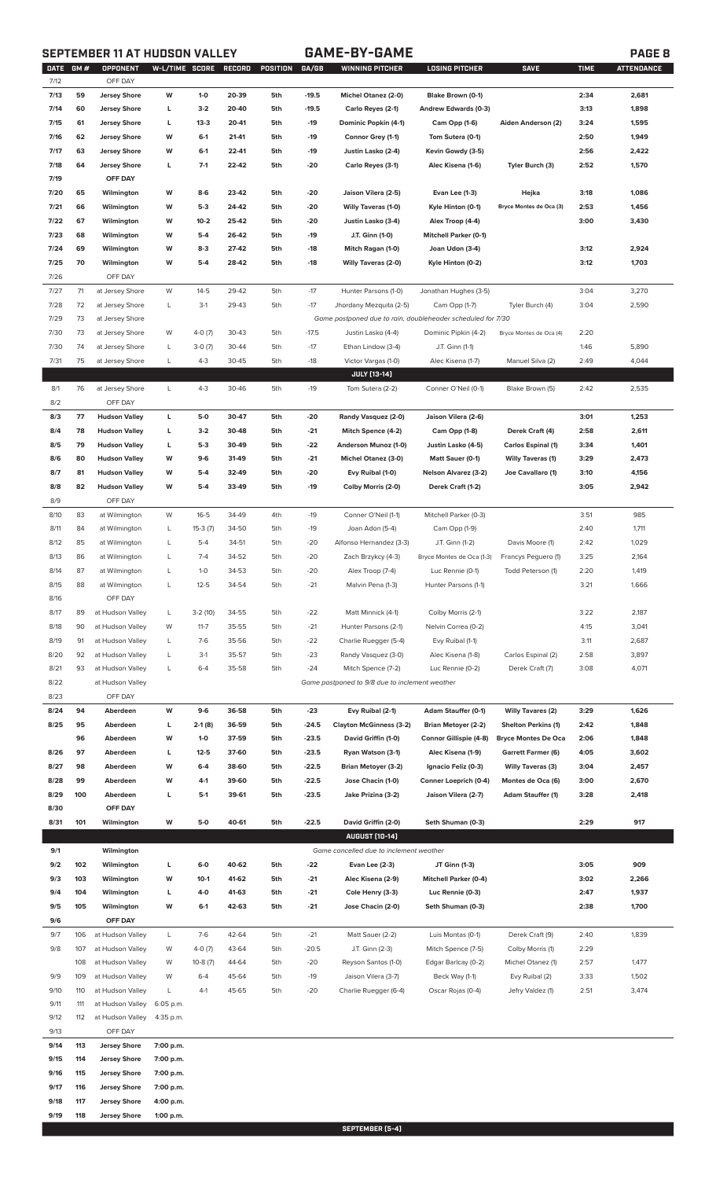# SEPTEMBER 11 AT HUDSON VALLEY — GAME-BY-GAME

| DATE | GM # | OPPONENT | W-L/TIME | SCORE | RECORD | POSITION | GA/GB | WINNING PITCHER | LOSING PITCHER | SAVE | TIME | ATTENDANCE |
|---|---|---|---|---|---|---|---|---|---|---|---|---|
| 7/12 | | OFF DAY | | | | | | | | | | |
| 7/13 | 59 | Jersey Shore | W | 1-0 | 20-39 | 5th | -19.5 | Michel Otanez (2-0) | Blake Brown (0-1) | | 2:34 | 2,681 |
| 7/14 | 60 | Jersey Shore | L | 3-2 | 20-40 | 5th | -19.5 | Carlo Reyes (2-1) | Andrew Edwards (0-3) | | 3:13 | 1,898 |
| 7/15 | 61 | Jersey Shore | L | 13-3 | 20-41 | 5th | -19 | Dominic Popkin (4-1) | Cam Opp (1-6) | Aiden Anderson (2) | 3:24 | 1,595 |
| 7/16 | 62 | Jersey Shore | W | 6-1 | 21-41 | 5th | -19 | Connor Grey (1-1) | Tom Sutera (0-1) | | 2:50 | 1,949 |
| 7/17 | 63 | Jersey Shore | W | 6-1 | 22-41 | 5th | -19 | Justin Lasko (2-4) | Kevin Gowdy (3-5) | | 2:56 | 2,422 |
| 7/18 | 64 | Jersey Shore | L | 7-1 | 22-42 | 5th | -20 | Carlo Reyes (3-1) | Alec Kisena (1-6) | Tyler Burch (3) | 2:52 | 1,570 |
| 7/19 | | OFF DAY | | | | | | | | | | |
| 7/20 | 65 | Wilmington | W | 8-6 | 23-42 | 5th | -20 | Jaison Vilera (2-5) | Evan Lee (1-3) | Hejka | 3:18 | 1,086 |
| 7/21 | 66 | Wilmington | W | 5-3 | 24-42 | 5th | -20 | Willy Taveras (1-0) | Kyle Hinton (0-1) | Bryce Montes de Oca (3) | 2:53 | 1,456 |
| 7/22 | 67 | Wilmington | W | 10-2 | 25-42 | 5th | -20 | Justin Lasko (3-4) | Alex Troop (4-4) | | 3:00 | 3,430 |
| 7/23 | 68 | Wilmington | W | 5-4 | 26-42 | 5th | -19 | J.T. Ginn (1-0) | Mitchell Parker (0-1) | | | |
| 7/24 | 69 | Wilmington | W | 8-3 | 27-42 | 5th | -18 | Mitch Ragan (1-0) | Joan Udon (3-4) | | 3:12 | 2,924 |
| 7/25 | 70 | Wilmington | W | 5-4 | 28-42 | 5th | -18 | Willy Taveras (2-0) | Kyle Hinton (0-2) | | 3:12 | 1,703 |
| 7/26 | | OFF DAY | | | | | | | | | | |
| 7/27 | 71 | at Jersey Shore | W | 14-5 | 29-42 | 5th | -17 | Hunter Parsons (1-0) | Jonathan Hughes (3-5) | | 3:04 | 3,270 |
| 7/28 | 72 | at Jersey Shore | L | 3-1 | 29-43 | 5th | -17 | Jhordany Mezquita (2-5) | Cam Opp (1-7) | Tyler Burch (4) | 3:04 | 2,590 |
| 7/29 | 73 | at Jersey Shore | | | | | | *Game postponed due to rain, doubleheader scheduled for 7/30* | | | | |
| 7/30 | 73 | at Jersey Shore | W | 4-0 (7) | 30-43 | 5th | -17.5 | Justin Lasko (4-4) | Dominic Pipkin (4-2) | Bryce Montes de Oca (4) | 2:20 | |
| 7/30 | 74 | at Jersey Shore | L | 3-0 (7) | 30-44 | 5th | -17 | Ethan Lindow (3-4) | J.T. Ginn (1-1) | | 1:46 | 5,890 |
| 7/31 | 75 | at Jersey Shore | L | 4-3 | 30-45 | 5th | -18 | Victor Vargas (1-0) | Alec Kisena (1-7) | Manuel Silva (2) | 2:49 | 4,044 |
| | | | | | | | | **JULY (13-14)** | | | | |
| 8/1 | 76 | at Jersey Shore | L | 4-3 | 30-46 | 5th | -19 | Tom Sutera (2-2) | Conner O'Neil (0-1) | Blake Brown (5) | 2:42 | 2,535 |
| 8/2 | | OFF DAY | | | | | | | | | | |
| 8/3 | 77 | Hudson Valley | L | 5-0 | 30-47 | 5th | -20 | Randy Vasquez (2-0) | Jaison Vilera (2-6) | | 3:01 | 1,253 |
| 8/4 | 78 | Hudson Valley | L | 3-2 | 30-48 | 5th | -21 | Mitch Spence (4-2) | Cam Opp (1-8) | Derek Craft (4) | 2:58 | 2,611 |
| 8/5 | 79 | Hudson Valley | L | 5-3 | 30-49 | 5th | -22 | Anderson Munoz (1-0) | Justin Lasko (4-5) | Carlos Espinal (1) | 3:34 | 1,401 |
| 8/6 | 80 | Hudson Valley | W | 9-6 | 31-49 | 5th | -21 | Michel Otanez (3-0) | Matt Sauer (0-1) | Willy Taveras (1) | 3:29 | 2,473 |
| 8/7 | 81 | Hudson Valley | W | 5-4 | 32-49 | 5th | -20 | Evy Ruibal (1-0) | Nelson Alvarez (3-2) | Joe Cavallaro (1) | 3:10 | 4,156 |
| 8/8 | 82 | Hudson Valley | W | 5-4 | 33-49 | 5th | -19 | Colby Morris (2-0) | Derek Craft (1-2) | | 3:05 | 2,942 |
| 8/9 | | OFF DAY | | | | | | | | | | |
| 8/10 | 83 | at Wilmington | W | 16-5 | 34-49 | 4th | -19 | Conner O'Neil (1-1) | Mitchell Parker (0-3) | | 3:51 | 985 |
| 8/11 | 84 | at Wilmington | L | 15-3 (7) | 34-50 | 5th | -19 | Joan Adon (5-4) | Cam Opp (1-9) | | 2:40 | 1,711 |
| 8/12 | 85 | at Wilmington | L | 5-4 | 34-51 | 5th | -20 | Alfonso Hernandez (3-3) | J.T. Ginn (1-2) | Davis Moore (1) | 2:42 | 1,029 |
| 8/13 | 86 | at Wilmington | L | 7-4 | 34-52 | 5th | -20 | Zach Brzykcy (4-3) | Bryce Montes de Oca (1-3) | Francys Peguero (1) | 3:25 | 2,164 |
| 8/14 | 87 | at Wilmington | L | 1-0 | 34-53 | 5th | -20 | Alex Troop (7-4) | Luc Rennie (0-1) | Todd Peterson (1) | 2:20 | 1,419 |
| 8/15 | 88 | at Wilmington | L | 12-5 | 34-54 | 5th | -21 | Malvin Pena (1-3) | Hunter Parsons (1-1) | | 3:21 | 1,666 |
| 8/16 | | OFF DAY | | | | | | | | | | |
| 8/17 | 89 | at Hudson Valley | L | 3-2 (10) | 34-55 | 5th | -22 | Matt Minnick (4-1) | Colby Morris (2-1) | | 3:22 | 2,187 |
| 8/18 | 90 | at Hudson Valley | W | 11-7 | 35-55 | 5th | -21 | Hunter Parsons (2-1) | Nelvin Correa (0-2) | | 4:15 | 3,041 |
| 8/19 | 91 | at Hudson Valley | L | 7-6 | 35-56 | 5th | -22 | Charlie Ruegger (5-4) | Evy Ruibal (1-1) | | 3:11 | 2,687 |
| 8/20 | 92 | at Hudson Valley | L | 3-1 | 35-57 | 5th | -23 | Randy Vasquez (3-0) | Alec Kisena (1-8) | Carlos Espinal (2) | 2:58 | 3,897 |
| 8/21 | 93 | at Hudson Valley | L | 6-4 | 35-58 | 5th | -24 | Mitch Spence (7-2) | Luc Rennie (0-2) | Derek Craft (7) | 3:08 | 4,071 |
| 8/22 | | at Hudson Valley | | | | | | *Game postponed to 9/8 due to inclement weather* | | | | |
| 8/23 | | OFF DAY | | | | | | | | | | |
| 8/24 | 94 | Aberdeen | W | 9-6 | 36-58 | 5th | -23 | Evy Ruibal (2-1) | Adam Stauffer (0-1) | Willy Tavares (2) | 3:29 | 1,626 |
| 8/25 | 95 | Aberdeen | L | 2-1 (8) | 36-59 | 5th | -24.5 | Clayton McGinness (3-2) | Brian Metoyer (2-2) | Shelton Perkins (1) | 2:42 | 1,848 |
| | 96 | Aberdeen | W | 1-0 | 37-59 | 5th | -23.5 | David Griffin (1-0) | Connor Gillispie (4-8) | Bryce Montes De Oca | 2:06 | 1,848 |
| 8/26 | 97 | Aberdeen | L | 12-5 | 37-60 | 5th | -23.5 | Ryan Watson (3-1) | Alec Kisena (1-9) | Garrett Farmer (6) | 4:05 | 3,602 |
| 8/27 | 98 | Aberdeen | W | 6-4 | 38-60 | 5th | -22.5 | Brian Metoyer (3-2) | Ignacio Feliz (0-3) | Willy Taveras (3) | 3:04 | 2,457 |
| 8/28 | 99 | Aberdeen | W | 4-1 | 39-60 | 5th | -22.5 | Jose Chacin (1-0) | Conner Loeprich (0-4) | Montes de Oca (6) | 3:00 | 2,670 |
| 8/29 | 100 | Aberdeen | L | 5-1 | 39-61 | 5th | -23.5 | Jake Prizina (3-2) | Jaison Vilera (2-7) | Adam Stauffer (1) | 3:28 | 2,418 |
| 8/30 | | OFF DAY | | | | | | | | | | |
| 8/31 | 101 | Wilmington | W | 5-0 | 40-61 | 5th | -22.5 | David Griffin (2-0) | Seth Shuman (0-3) | | 2:29 | 917 |
| | | | | | | | | **AUGUST (10-14)** | | | | |
| 9/1 | | Wilmington | | | | | | *Game cancelled due to inclement weather* | | | | |
| 9/2 | 102 | Wilmington | L | 6-0 | 40-62 | 5th | -22 | Evan Lee (2-3) | JT Ginn (1-3) | | 3:05 | 909 |
| 9/3 | 103 | Wilmington | W | 10-1 | 41-62 | 5th | -21 | Alec Kisena (2-9) | Mitchell Parker (0-4) | | 3:02 | 2,266 |
| 9/4 | 104 | Wilmington | L | 4-0 | 41-63 | 5th | -21 | Cole Henry (3-3) | Luc Rennie (0-3) | | 2:47 | 1,937 |
| 9/5 | 105 | Wilmington | W | 6-1 | 42-63 | 5th | -21 | Jose Chacin (2-0) | Seth Shuman (0-3) | | 2:38 | 1,700 |
| 9/6 | | OFF DAY | | | | | | | | | | |
| 9/7 | 106 | at Hudson Valley | L | 7-6 | 42-64 | 5th | -21 | Matt Sauer (2-2) | Luis Montas (0-1) | Derek Craft (9) | 2:40 | 1,839 |
| 9/8 | 107 | at Hudson Valley | W | 4-0 (7) | 43-64 | 5th | -20.5 | J.T. Ginn (2-3) | Mitch Spence (7-5) | Colby Morris (1) | 2:29 | |
| | 108 | at Hudson Valley | W | 10-8 (7) | 44-64 | 5th | -20 | Reyson Santos (1-0) | Edgar Barlcay (0-2) | Michel Otanez (1) | 2:57 | 1,477 |
| 9/9 | 109 | at Hudson Valley | W | 6-4 | 45-64 | 5th | -19 | Jaison Vilera (3-7) | Beck Way (1-1) | Evy Ruibal (2) | 3:33 | 1,502 |
| 9/10 | 110 | at Hudson Valley | L | 4-1 | 45-65 | 5th | -20 | Charlie Ruegger (6-4) | Oscar Rojas (0-4) | Jefry Valdez (1) | 2:51 | 3,474 |
| 9/11 | 111 | at Hudson Valley | 6:05 p.m. | | | | | | | | | |
| 9/12 | 112 | at Hudson Valley | 4:35 p.m. | | | | | | | | | |
| 9/13 | | OFF DAY | | | | | | | | | | |
| 9/14 | 113 | Jersey Shore | 7:00 p.m. | | | | | | | | | |
| 9/15 | 114 | Jersey Shore | 7:00 p.m. | | | | | | | | | |
| 9/16 | 115 | Jersey Shore | 7:00 p.m. | | | | | | | | | |
| 9/17 | 116 | Jersey Shore | 7:00 p.m. | | | | | | | | | |
| 9/18 | 117 | Jersey Shore | 4:00 p.m. | | | | | | | | | |
| 9/19 | 118 | Jersey Shore | 1:00 p.m. | | | | | | | | | |
| | | | | | | | | **SEPTEMBER (5-4)** | | | | |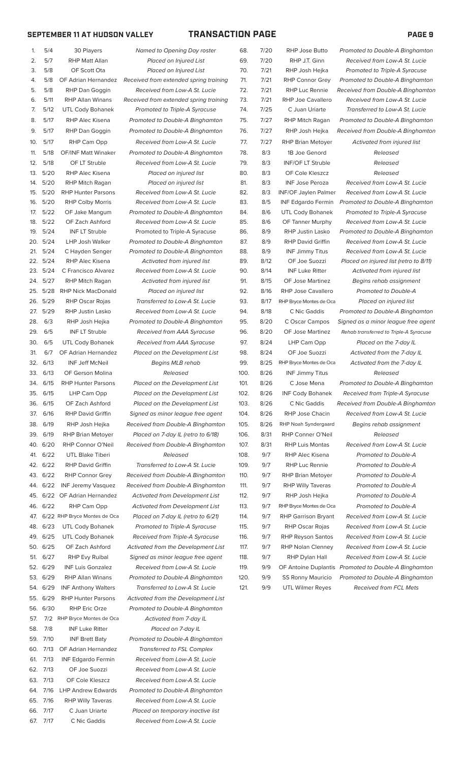## TRANSACTION PAGE

| | | | |
|---|---|---|---|
| 1. | 5/4 | 30 Players | Named to Opening Day roster |
| 2. | 5/7 | RHP Matt Allan | Placed on Injured List |
| 3. | 5/8 | OF Scott Ota | Placed on Injured List |
| 4. | 5/8 | OF Adrian Hernandez | Received from extended spring training |
| 5. | 5/8 | RHP Dan Goggin | Received from Low-A St. Lucie |
| 6. | 5/11 | RHP Allan Winans | Received from extended spring training |
| 7. | 5/12 | UTL Cody Bohanek | Promoted to Triple-A Syracuse |
| 8. | 5/17 | RHP Alec Kisena | Promoted to Double-A Binghamton |
| 9. | 5/17 | RHP Dan Goggin | Promoted to Double-A Binghamton |
| 10. | 5/17 | RHP Cam Opp | Received from Low-A St. Lucie |
| 11. | 5/18 | OF/INF Matt Winaker | Promoted to Double-A Binghamton |
| 12. | 5/18 | OF LT Struble | Received from Low-A St. Lucie |
| 13. | 5/20 | RHP Alec Kisena | Placed on injured list |
| 14. | 5/20 | RHP Mitch Ragan | Placed on injured list |
| 15. | 5/20 | RHP Hunter Parsons | Received from Low-A St. Lucie |
| 16. | 5/20 | RHP Colby Morris | Received from Low-A St. Lucie |
| 17. | 5/22 | OF Jake Mangum | Promoted to Double-A Binghamton |
| 18. | 5/22 | OF Zach Ashford | Received from Low-A St. Lucie |
| 19. | 5/24 | INF LT Struble | Promoted to Triple-A Syracuse |
| 20. | 5/24 | LHP Josh Walker | Promoted to Double-A Binghamton |
| 21. | 5/24 | C Hayden Senger | Promoted to Double-A Binghamton |
| 22. | 5/24 | RHP Alec Kisena | Activated from injured list |
| 23. | 5/24 | C Francisco Alvarez | Received from Low-A St. Lucie |
| 24. | 5/27 | RHP Mitch Ragan | Activated from injured list |
| 25. | 5/28 | RHP Nick MacDonald | Placed on injured list |
| 26. | 5/29 | RHP Oscar Rojas | Transferred to Low-A St. Lucie |
| 27. | 5/29 | RHP Justin Lasko | Received from Low-A St. Lucie |
| 28. | 6/3 | RHP Josh Hejka | Promoted to Double-A Binghamton |
| 29. | 6/5 | INF LT Struble | Received from AAA Syracuse |
| 30. | 6/5 | UTL Cody Bohanek | Received from AAA Syracuse |
| 31. | 6/7 | OF Adrian Hernandez | Placed on the Development List |
| 32. | 6/13 | INF Jeff McNeil | Begins MLB rehab |
| 33. | 6/13 | OF Gerson Molina | Released |
| 34. | 6/15 | RHP Hunter Parsons | Placed on the Development List |
| 35. | 6/15 | LHP Cam Opp | Placed on the Development List |
| 36. | 6/15 | OF Zach Ashford | Placed on the Development List |
| 37. | 6/16 | RHP David Griffin | Signed as minor league free agent |
| 38. | 6/19 | RHP Josh Hejka | Received from Double-A Binghamton |
| 39. | 6/19 | RHP Brian Metoyer | Placed on 7-day IL (retro to 6/18) |
| 40. | 6/20 | RHP Connor O'Neil | Received from Double-A Binghamton |
| 41. | 6/22 | UTL Blake Tiberi | Released |
| 42. | 6/22 | RHP David Griffin | Transferred to Low-A St. Lucie |
| 43. | 6/22 | RHP Connor Grey | Received from Double-A Binghamton |
| 44. | 6/22 | INF Jeremy Vasquez | Received from Double-A Binghamton |
| 45. | 6/22 | OF Adrian Hernandez | Activated from Development List |
| 46. | 6/22 | RHP Cam Opp | Activated from Development List |
| 47. | 6/22 | RHP Bryce Montes de Oca | Placed on 7-day IL (retro to 6/21) |
| 48. | 6/23 | UTL Cody Bohanek | Promoted to Triple-A Syracuse |
| 49. | 6/25 | UTL Cody Bohanek | Received from Triple-A Syracuse |
| 50. | 6/25 | OF Zach Ashford | Activated from the Development List |
| 51. | 6/27 | RHP Evy Ruibal | Signed as minor league free agent |
| 52. | 6/29 | INF Luis Gonzalez | Received from Low-A St. Lucie |
| 53. | 6/29 | RHP Allan Winans | Promoted to Double-A Binghamton |
| 54. | 6/29 | INF Anthony Walters | Transferred to Low-A St. Lucie |
| 55. | 6/29 | RHP Hunter Parsons | Activated from the Development List |
| 56. | 6/30 | RHP Eric Orze | Promoted to Double-A Binghamton |
| 57. | 7/2 | RHP Bryce Montes de Oca | Activated from 7-day IL |
| 58. | 7/8 | INF Luke Ritter | Placed on 7-day IL |
| 59. | 7/10 | INF Brett Baty | Promoted to Double-A Binghamton |
| 60. | 7/13 | OF Adrian Hernandez | Transferred to FSL Complex |
| 61. | 7/13 | INF Edgardo Fermin | Received from Low-A St. Lucie |
| 62. | 7/13 | OF Joe Suozzi | Received from Low-A St. Lucie |
| 63. | 7/13 | OF Cole Kleszcz | Received from Low-A St. Lucie |
| 64. | 7/16 | LHP Andrew Edwards | Promoted to Double-A Binghamton |
| 65. | 7/16 | RHP Willy Taveras | Received from Low-A St. Lucie |
| 66. | 7/17 | C Juan Uriarte | Placed on temporary inactive list |
| 67. | 7/17 | C Nic Gaddis | Received from Low-A St. Lucie |
| 68. | 7/20 | RHP Jose Butto | Promoted to Double-A Binghamton |
| 69. | 7/20 | RHP J.T. Ginn | Received from Low-A St. Lucie |
| 70. | 7/21 | RHP Josh Hejka | Promoted to Triple-A Syracuse |
| 71. | 7/21 | RHP Connor Grey | Promoted to Double-A Binghamton |
| 72. | 7/21 | RHP Luc Rennie | Received from Double-A Binghamton |
| 73. | 7/21 | RHP Joe Cavallero | Received from Low-A St. Lucie |
| 74. | 7/25 | C Juan Uriarte | Transferred to Low-A St. Lucie |
| 75. | 7/27 | RHP Mitch Ragan | Promoted to Double-A Binghamton |
| 76. | 7/27 | RHP Josh Hejka | Received from Double-A Binghamton |
| 77. | 7/27 | RHP Brian Metoyer | Activated from injured list |
| 78. | 8/3 | 1B Joe Genord | Released |
| 79. | 8/3 | INF/OF LT Struble | Released |
| 80. | 8/3 | OF Cole Kleszcz | Released |
| 81. | 8/3 | INF Jose Peroza | Received from Low-A St. Lucie |
| 82. | 8/3 | INF/OF Jaylen Palmer | Received from Low-A St. Lucie |
| 83. | 8/5 | INF Edgardo Fermin | Promoted to Double-A Binghamton |
| 84. | 8/6 | UTL Cody Bohanek | Promoted to Triple-A Syracuse |
| 85. | 8/6 | OF Tanner Murphy | Received from Low-A St. Lucie |
| 86. | 8/9 | RHP Justin Lasko | Promoted to Double-A Binghamton |
| 87. | 8/9 | RHP David Griffin | Received from Low-A St. Lucie |
| 88. | 8/9 | INF Jimmy Titus | Received from Low-A St. Lucie |
| 89. | 8/12 | OF Joe Suozzi | Placed on injured list (retro to 8/11) |
| 90. | 8/14 | INF Luke Ritter | Activated from injured list |
| 91. | 8/15 | OF Jose Martinez | Begins rehab assignment |
| 92. | 8/16 | RHP Jose Cavallero | Promoted to Double-A |
| 93. | 8/17 | RHP Bryce Montes de Oca | Placed on injured list |
| 94. | 8/18 | C Nic Gaddis | Promoted to Double-A Binghamton |
| 95. | 8/20 | C Oscar Campos | Signed as a minor league free agent |
| 96. | 8/20 | OF Jose Martinez | Rehab transferred to Triple-A Syracuse |
| 97. | 8/24 | LHP Cam Opp | Placed on the 7-day IL |
| 98. | 8/24 | OF Joe Suozzi | Activated from the 7-day IL |
| 99. | 8/25 | RHP Bryce Montes de Oca | Activated from the 7-day IL |
| 100. | 8/26 | INF Jimmy Titus | Released |
| 101. | 8/26 | C Jose Mena | Promoted to Double-A Binghamton |
| 102. | 8/26 | INF Cody Bohanek | Received from Triple-A Syracuse |
| 103. | 8/26 | C Nic Gaddis | Received from Double-A Binghamton |
| 104. | 8/26 | RHP Jose Chacin | Received from Low-A St. Lucie |
| 105. | 8/26 | RHP Noah Syndergaard | Begins rehab assignment |
| 106. | 8/31 | RHP Conner O'Neil | Released |
| 107. | 8/31 | RHP Luis Montas | Received from Low-A St. Lucie |
| 108. | 9/7 | RHP Alec Kisena | Promoted to Double-A |
| 109. | 9/7 | RHP Luc Rennie | Promoted to Double-A |
| 110. | 9/7 | RHP Brian Metoyer | Promoted to Double-A |
| 111. | 9/7 | RHP Willy Taveras | Promoted to Double-A |
| 112. | 9/7 | RHP Josh Hejka | Promoted to Double-A |
| 113. | 9/7 | RHP Bryce Montes de Oca | Promoted to Double-A |
| 114. | 9/7 | RHP Garrison Bryant | Received from Low-A St. Lucie |
| 115. | 9/7 | RHP Oscar Rojas | Received from Low-A St. Lucie |
| 116. | 9/7 | RHP Reyson Santos | Received from Low-A St. Lucie |
| 117. | 9/7 | RHP Nolan Clenney | Received from Low-A St. Lucie |
| 118. | 9/7 | RHP Dylan Hall | Received from Low-A St. Lucie |
| 119. | 9/9 | OF Antoine Duplantis | Promoted to Double-A Binghamton |
| 120. | 9/9 | SS Ronny Mauricio | Promoted to Double-A Binghamton |
| 121. | 9/9 | UTL Wilmer Reyes | Received from FCL Mets |